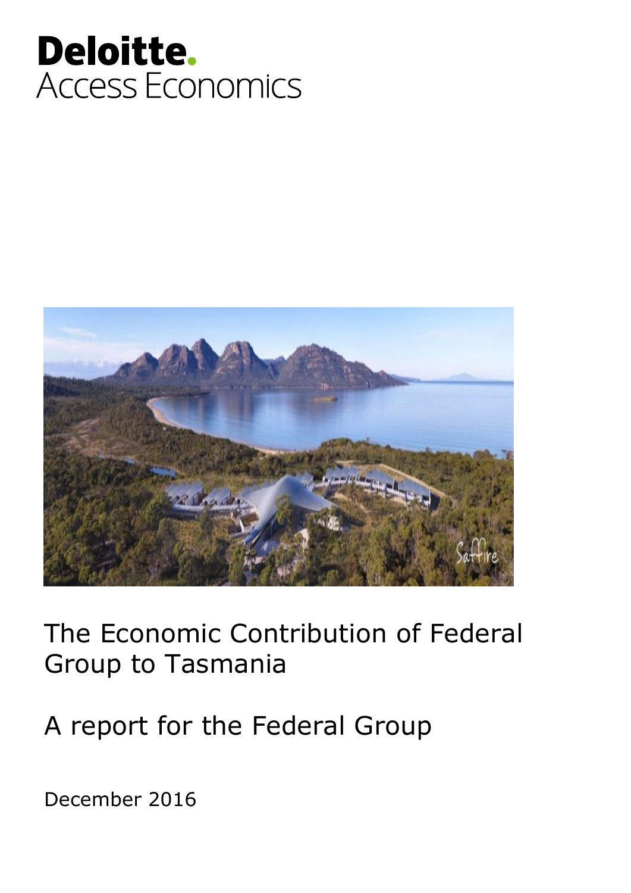Deloitte.
Access Economics

# The Economic Contribution of Federal Group to Tasmania

## A report for the Federal Group

December 2016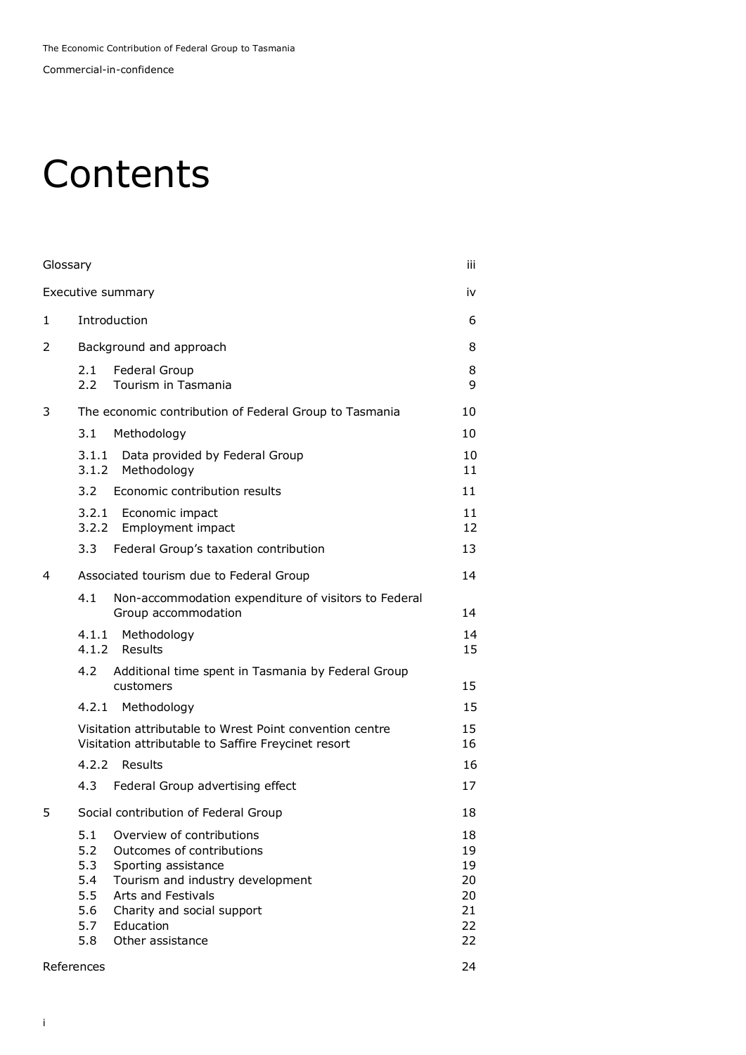# Contents

| | | |
|---|---|---|
| Glossary | | iii |
| Executive summary | | iv |
| 1 | Introduction | 6 |
| 2 | Background and approach | 8 |
| | 2.1 Federal Group | 8 |
| | 2.2 Tourism in Tasmania | 9 |
| 3 | The economic contribution of Federal Group to Tasmania | 10 |
| | 3.1 Methodology | 10 |
| | 3.1.1 Data provided by Federal Group | 10 |
| | 3.1.2 Methodology | 11 |
| | 3.2 Economic contribution results | 11 |
| | 3.2.1 Economic impact | 11 |
| | 3.2.2 Employment impact | 12 |
| | 3.3 Federal Group's taxation contribution | 13 |
| 4 | Associated tourism due to Federal Group | 14 |
| | 4.1 Non-accommodation expenditure of visitors to Federal Group accommodation | 14 |
| | 4.1.1 Methodology | 14 |
| | 4.1.2 Results | 15 |
| | 4.2 Additional time spent in Tasmania by Federal Group customers | 15 |
| | 4.2.1 Methodology | 15 |
| | Visitation attributable to Wrest Point convention centre | 15 |
| | Visitation attributable to Saffire Freycinet resort | 16 |
| | 4.2.2 Results | 16 |
| | 4.3 Federal Group advertising effect | 17 |
| 5 | Social contribution of Federal Group | 18 |
| | 5.1 Overview of contributions | 18 |
| | 5.2 Outcomes of contributions | 19 |
| | 5.3 Sporting assistance | 19 |
| | 5.4 Tourism and industry development | 20 |
| | 5.5 Arts and Festivals | 20 |
| | 5.6 Charity and social support | 21 |
| | 5.7 Education | 22 |
| | 5.8 Other assistance | 22 |
| References | | 24 |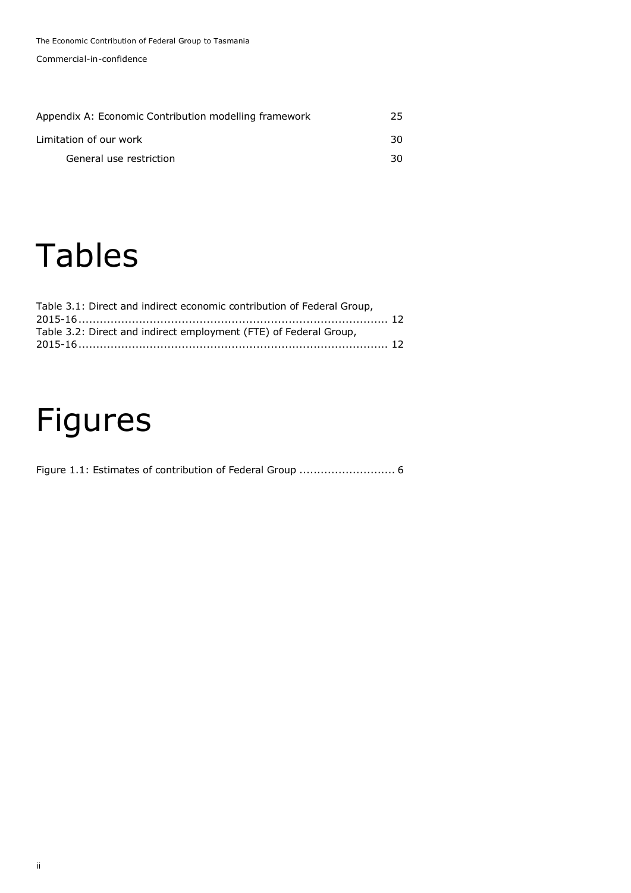Appendix A: Economic Contribution modelling framework 25

Limitation of our work 30

General use restriction 30

# Tables

Table 3.1: Direct and indirect economic contribution of Federal Group, 2015-16 ........ 12

Table 3.2: Direct and indirect employment (FTE) of Federal Group, 2015-16 ........ 12

# Figures

Figure 1.1: Estimates of contribution of Federal Group ........ 6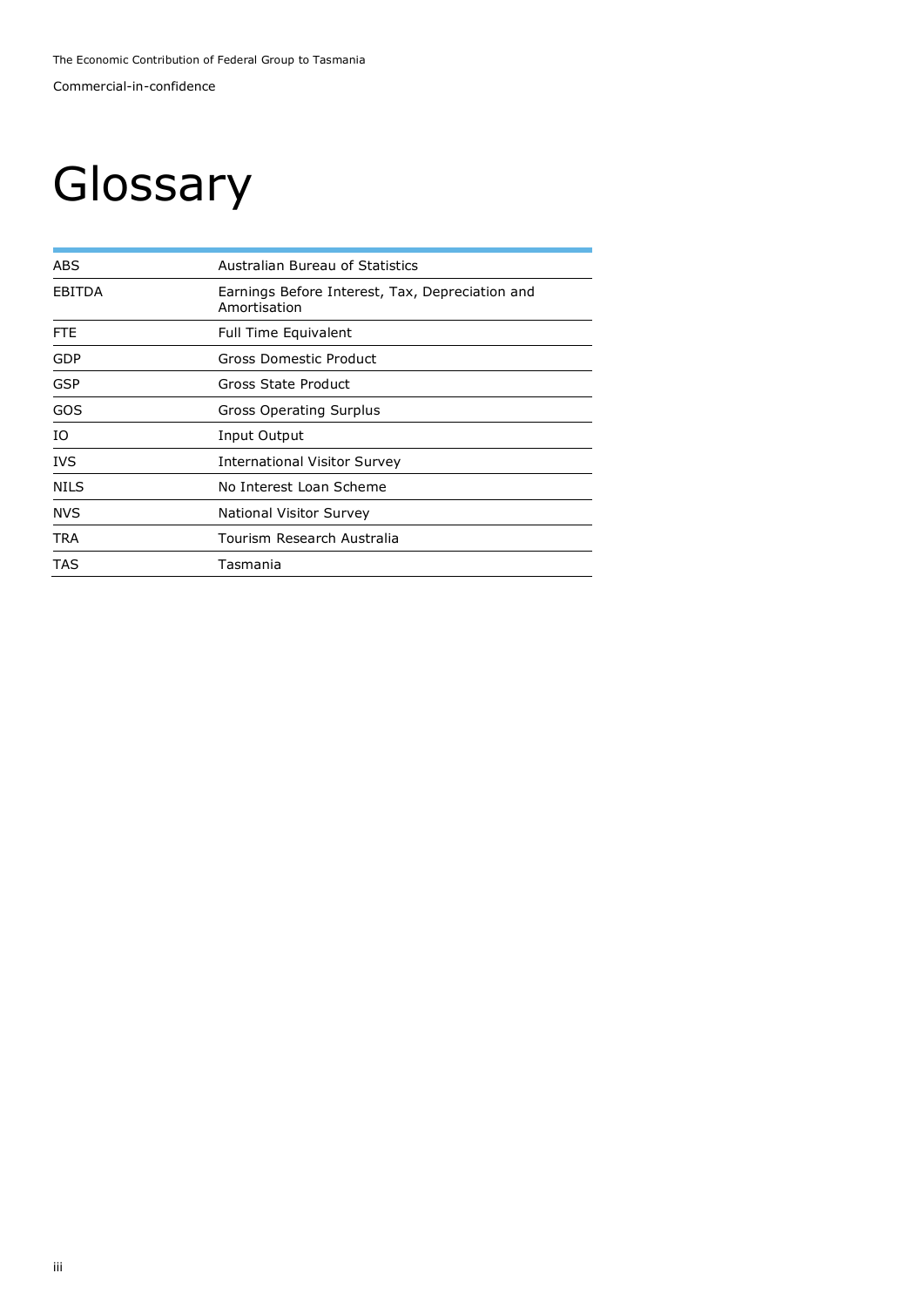# Glossary

| | |
|---|---|
| ABS | Australian Bureau of Statistics |
| EBITDA | Earnings Before Interest, Tax, Depreciation and Amortisation |
| FTE | Full Time Equivalent |
| GDP | Gross Domestic Product |
| GSP | Gross State Product |
| GOS | Gross Operating Surplus |
| IO | Input Output |
| IVS | International Visitor Survey |
| NILS | No Interest Loan Scheme |
| NVS | National Visitor Survey |
| TRA | Tourism Research Australia |
| TAS | Tasmania |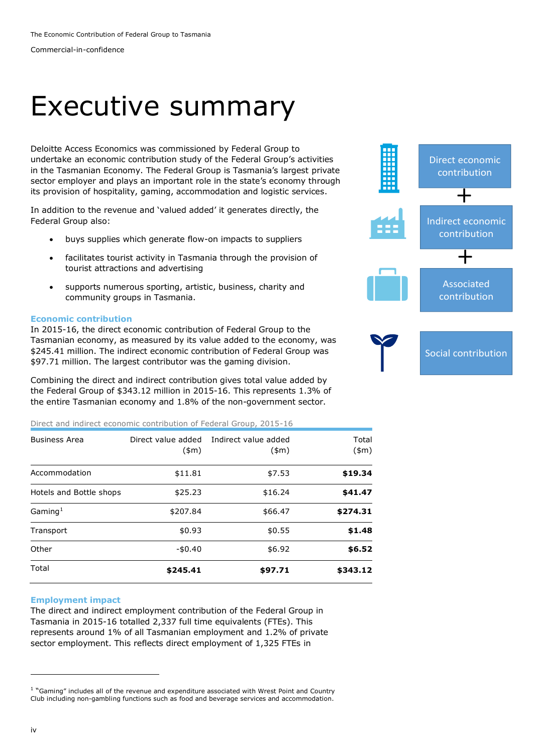# Executive summary

Deloitte Access Economics was commissioned by Federal Group to undertake an economic contribution study of the Federal Group's activities in the Tasmanian Economy. The Federal Group is Tasmania's largest private sector employer and plays an important role in the state's economy through its provision of hospitality, gaming, accommodation and logistic services.

In addition to the revenue and 'valued added' it generates directly, the Federal Group also:

- buys supplies which generate flow-on impacts to suppliers
- facilitates tourist activity in Tasmania through the provision of tourist attractions and advertising
- supports numerous sporting, artistic, business, charity and community groups in Tasmania.

Direct economic contribution + Indirect economic contribution + Associated contribution

Social contribution

### Economic contribution

In 2015-16, the direct economic contribution of Federal Group to the Tasmanian economy, as measured by its value added to the economy, was $245.41 million. The indirect economic contribution of Federal Group was $97.71 million. The largest contributor was the gaming division.

Combining the direct and indirect contribution gives total value added by the Federal Group of $343.12 million in 2015-16. This represents 1.3% of the entire Tasmanian economy and 1.8% of the non-government sector.

Direct and indirect economic contribution of Federal Group, 2015-16

| Business Area | Direct value added ($m) | Indirect value added ($m) | Total ($m) |
|---|---|---|---|
| Accommodation | $11.81 | $7.53 | **$19.34** |
| Hotels and Bottle shops | $25.23 | $16.24 | **$41.47** |
| Gaming[1] | $207.84 | $66.47 | **$274.31** |
| Transport | $0.93 | $0.55 | **$1.48** |
| Other | -$0.40 | $6.92 | **$6.52** |
| Total | **$245.41** | **$97.71** | **$343.12** |

### Employment impact

The direct and indirect employment contribution of the Federal Group in Tasmania in 2015-16 totalled 2,337 full time equivalents (FTEs). This represents around 1% of all Tasmanian employment and 1.2% of private sector employment. This reflects direct employment of 1,325 FTEs in

[1] "Gaming" includes all of the revenue and expenditure associated with Wrest Point and Country Club including non-gambling functions such as food and beverage services and accommodation.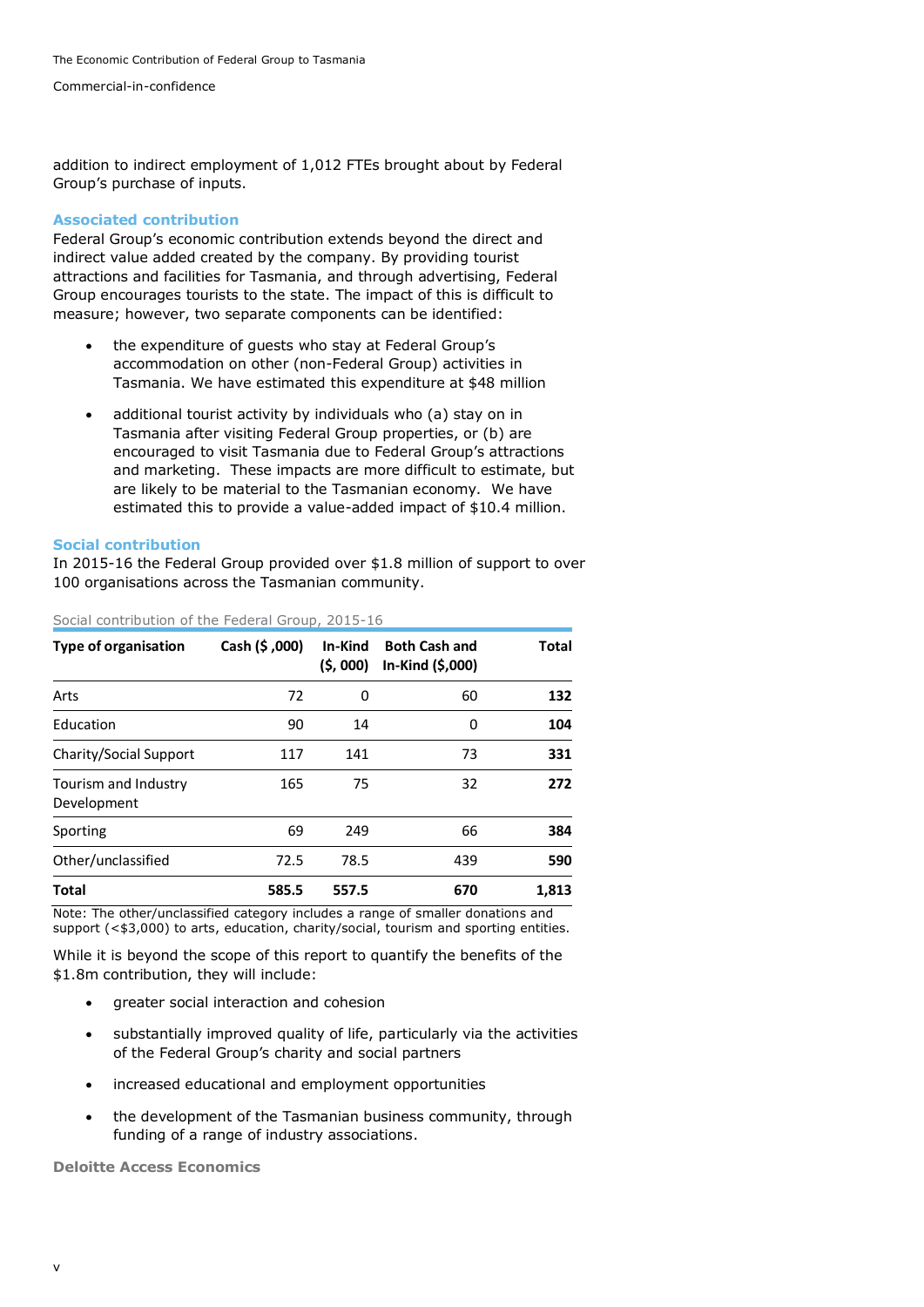addition to indirect employment of 1,012 FTEs brought about by Federal Group's purchase of inputs.

### Associated contribution

Federal Group's economic contribution extends beyond the direct and indirect value added created by the company. By providing tourist attractions and facilities for Tasmania, and through advertising, Federal Group encourages tourists to the state. The impact of this is difficult to measure; however, two separate components can be identified:

- the expenditure of guests who stay at Federal Group's accommodation on other (non-Federal Group) activities in Tasmania. We have estimated this expenditure at $48 million
- additional tourist activity by individuals who (a) stay on in Tasmania after visiting Federal Group properties, or (b) are encouraged to visit Tasmania due to Federal Group's attractions and marketing. These impacts are more difficult to estimate, but are likely to be material to the Tasmanian economy. We have estimated this to provide a value-added impact of $10.4 million.

### Social contribution

In 2015-16 the Federal Group provided over $1.8 million of support to over 100 organisations across the Tasmanian community.

Social contribution of the Federal Group, 2015-16

| Type of organisation | Cash ($ ,000) | In-Kind ($, 000) | Both Cash and In-Kind ($,000) | Total |
|---|---|---|---|---|
| Arts | 72 | 0 | 60 | **132** |
| Education | 90 | 14 | 0 | **104** |
| Charity/Social Support | 117 | 141 | 73 | **331** |
| Tourism and Industry Development | 165 | 75 | 32 | **272** |
| Sporting | 69 | 249 | 66 | **384** |
| Other/unclassified | 72.5 | 78.5 | 439 | **590** |
| **Total** | **585.5** | **557.5** | **670** | **1,813** |

Note: The other/unclassified category includes a range of smaller donations and support (<$3,000) to arts, education, charity/social, tourism and sporting entities.

While it is beyond the scope of this report to quantify the benefits of the $1.8m contribution, they will include:

- greater social interaction and cohesion
- substantially improved quality of life, particularly via the activities of the Federal Group's charity and social partners
- increased educational and employment opportunities
- the development of the Tasmanian business community, through funding of a range of industry associations.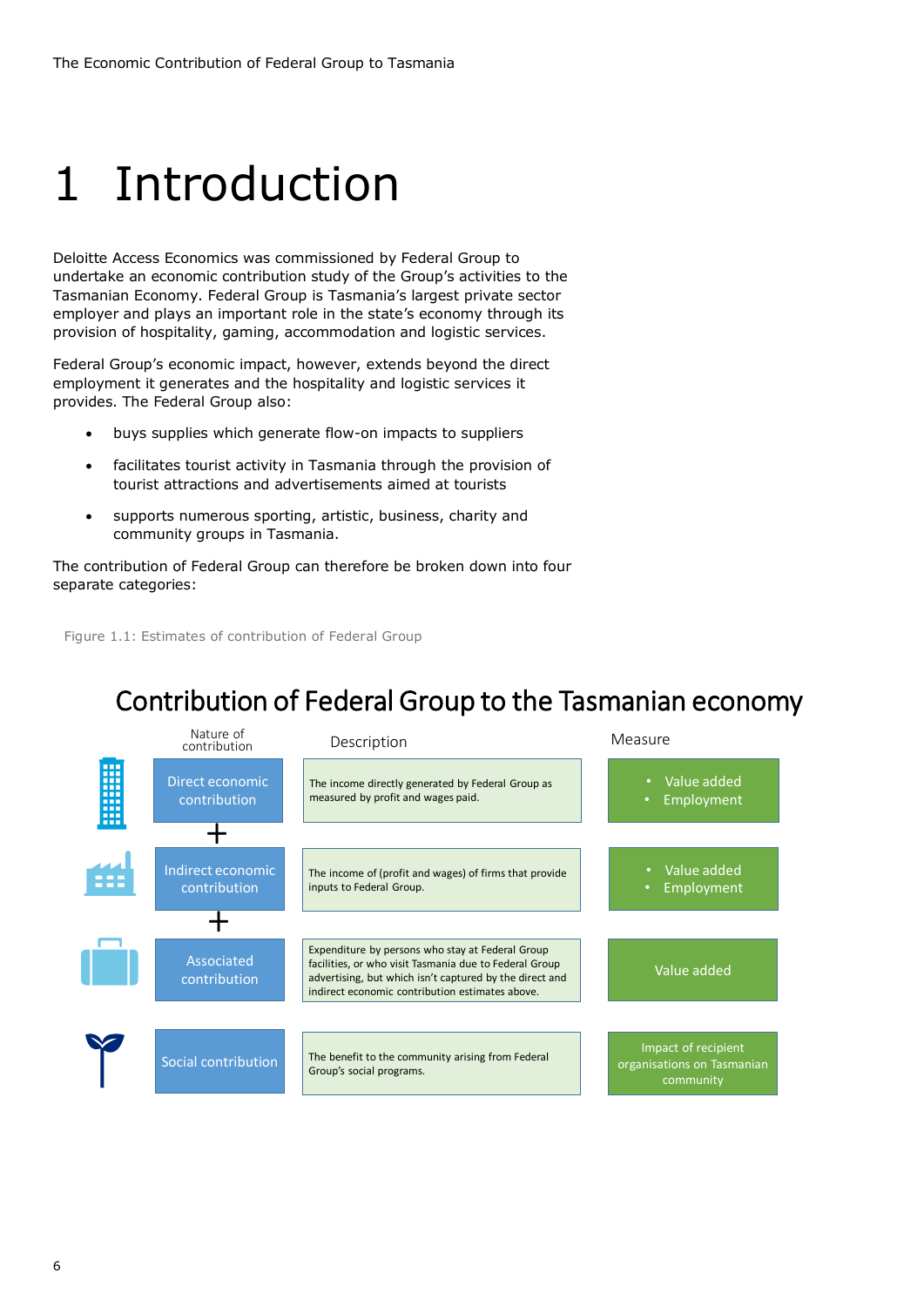# 1 Introduction

Deloitte Access Economics was commissioned by Federal Group to undertake an economic contribution study of the Group's activities to the Tasmanian Economy. Federal Group is Tasmania's largest private sector employer and plays an important role in the state's economy through its provision of hospitality, gaming, accommodation and logistic services.

Federal Group's economic impact, however, extends beyond the direct employment it generates and the hospitality and logistic services it provides. The Federal Group also:

- buys supplies which generate flow-on impacts to suppliers
- facilitates tourist activity in Tasmania through the provision of tourist attractions and advertisements aimed at tourists
- supports numerous sporting, artistic, business, charity and community groups in Tasmania.

The contribution of Federal Group can therefore be broken down into four separate categories:

Figure 1.1: Estimates of contribution of Federal Group

## Contribution of Federal Group to the Tasmanian economy

| Nature of contribution | Description | Measure |
| --- | --- | --- |
| Direct economic contribution | The income directly generated by Federal Group as measured by profit and wages paid. | • Value added<br>• Employment |
| + Indirect economic contribution | The income of (profit and wages) of firms that provide inputs to Federal Group. | • Value added<br>• Employment |
| + Associated contribution | Expenditure by persons who stay at Federal Group facilities, or who visit Tasmania due to Federal Group advertising, but which isn't captured by the direct and indirect economic contribution estimates above. | Value added |
| Social contribution | The benefit to the community arising from Federal Group's social programs. | Impact of recipient organisations on Tasmanian community |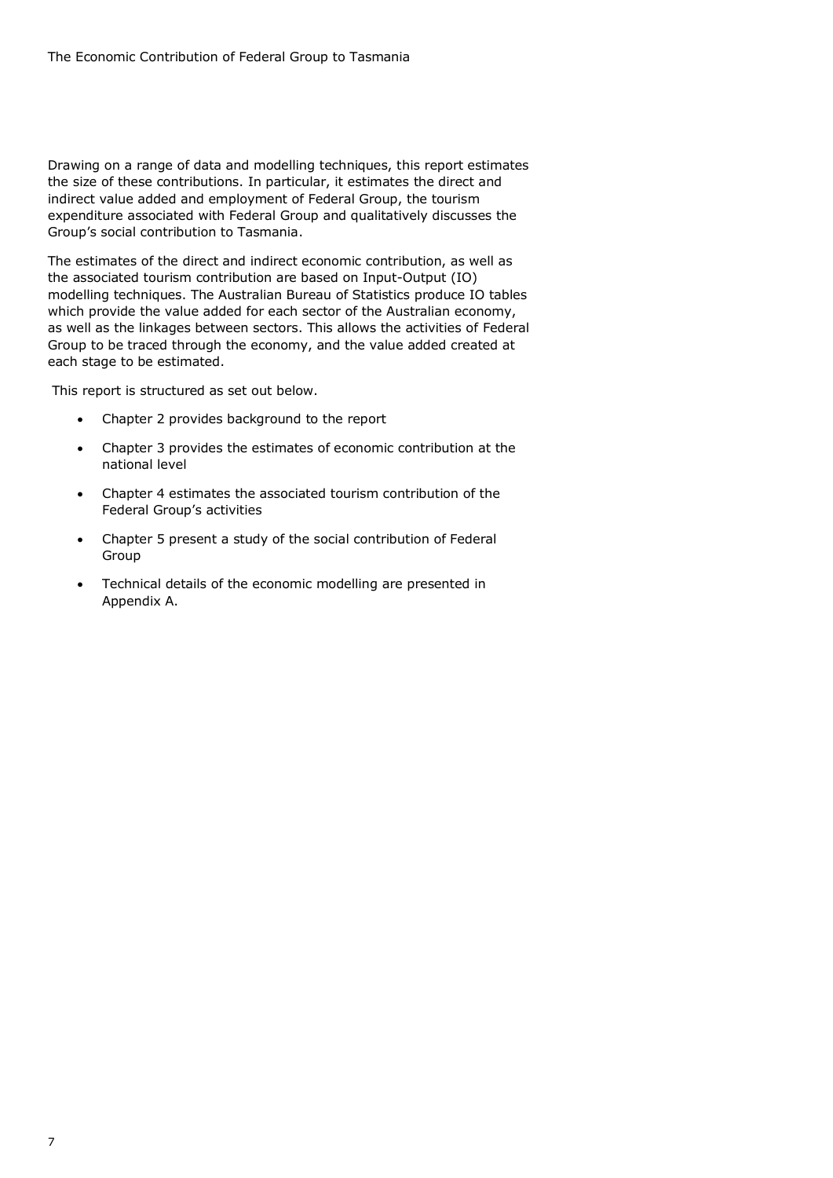Drawing on a range of data and modelling techniques, this report estimates the size of these contributions. In particular, it estimates the direct and indirect value added and employment of Federal Group, the tourism expenditure associated with Federal Group and qualitatively discusses the Group's social contribution to Tasmania.

The estimates of the direct and indirect economic contribution, as well as the associated tourism contribution are based on Input-Output (IO) modelling techniques. The Australian Bureau of Statistics produce IO tables which provide the value added for each sector of the Australian economy, as well as the linkages between sectors. This allows the activities of Federal Group to be traced through the economy, and the value added created at each stage to be estimated.

This report is structured as set out below.

- Chapter 2 provides background to the report
- Chapter 3 provides the estimates of economic contribution at the national level
- Chapter 4 estimates the associated tourism contribution of the Federal Group's activities
- Chapter 5 present a study of the social contribution of Federal Group
- Technical details of the economic modelling are presented in Appendix A.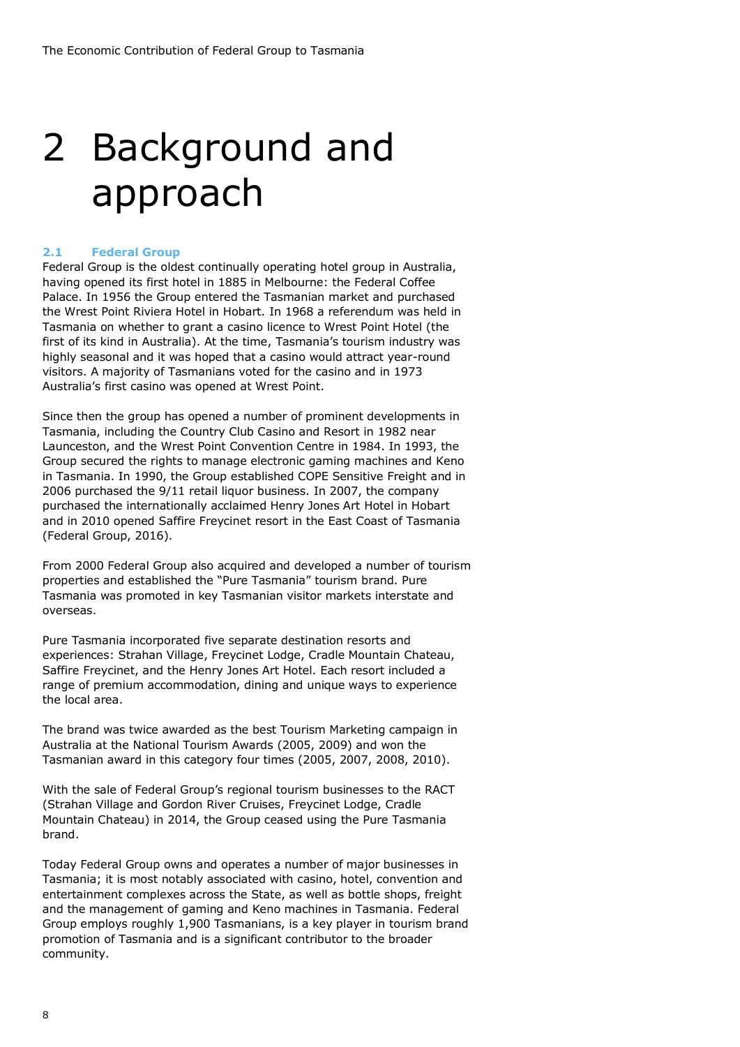# 2 Background and approach

### 2.1 Federal Group

Federal Group is the oldest continually operating hotel group in Australia, having opened its first hotel in 1885 in Melbourne: the Federal Coffee Palace. In 1956 the Group entered the Tasmanian market and purchased the Wrest Point Riviera Hotel in Hobart. In 1968 a referendum was held in Tasmania on whether to grant a casino licence to Wrest Point Hotel (the first of its kind in Australia). At the time, Tasmania's tourism industry was highly seasonal and it was hoped that a casino would attract year-round visitors. A majority of Tasmanians voted for the casino and in 1973 Australia's first casino was opened at Wrest Point.

Since then the group has opened a number of prominent developments in Tasmania, including the Country Club Casino and Resort in 1982 near Launceston, and the Wrest Point Convention Centre in 1984. In 1993, the Group secured the rights to manage electronic gaming machines and Keno in Tasmania. In 1990, the Group established COPE Sensitive Freight and in 2006 purchased the 9/11 retail liquor business. In 2007, the company purchased the internationally acclaimed Henry Jones Art Hotel in Hobart and in 2010 opened Saffire Freycinet resort in the East Coast of Tasmania (Federal Group, 2016).

From 2000 Federal Group also acquired and developed a number of tourism properties and established the "Pure Tasmania" tourism brand. Pure Tasmania was promoted in key Tasmanian visitor markets interstate and overseas.

Pure Tasmania incorporated five separate destination resorts and experiences: Strahan Village, Freycinet Lodge, Cradle Mountain Chateau, Saffire Freycinet, and the Henry Jones Art Hotel. Each resort included a range of premium accommodation, dining and unique ways to experience the local area.

The brand was twice awarded as the best Tourism Marketing campaign in Australia at the National Tourism Awards (2005, 2009) and won the Tasmanian award in this category four times (2005, 2007, 2008, 2010).

With the sale of Federal Group's regional tourism businesses to the RACT (Strahan Village and Gordon River Cruises, Freycinet Lodge, Cradle Mountain Chateau) in 2014, the Group ceased using the Pure Tasmania brand.

Today Federal Group owns and operates a number of major businesses in Tasmania; it is most notably associated with casino, hotel, convention and entertainment complexes across the State, as well as bottle shops, freight and the management of gaming and Keno machines in Tasmania. Federal Group employs roughly 1,900 Tasmanians, is a key player in tourism brand promotion of Tasmania and is a significant contributor to the broader community.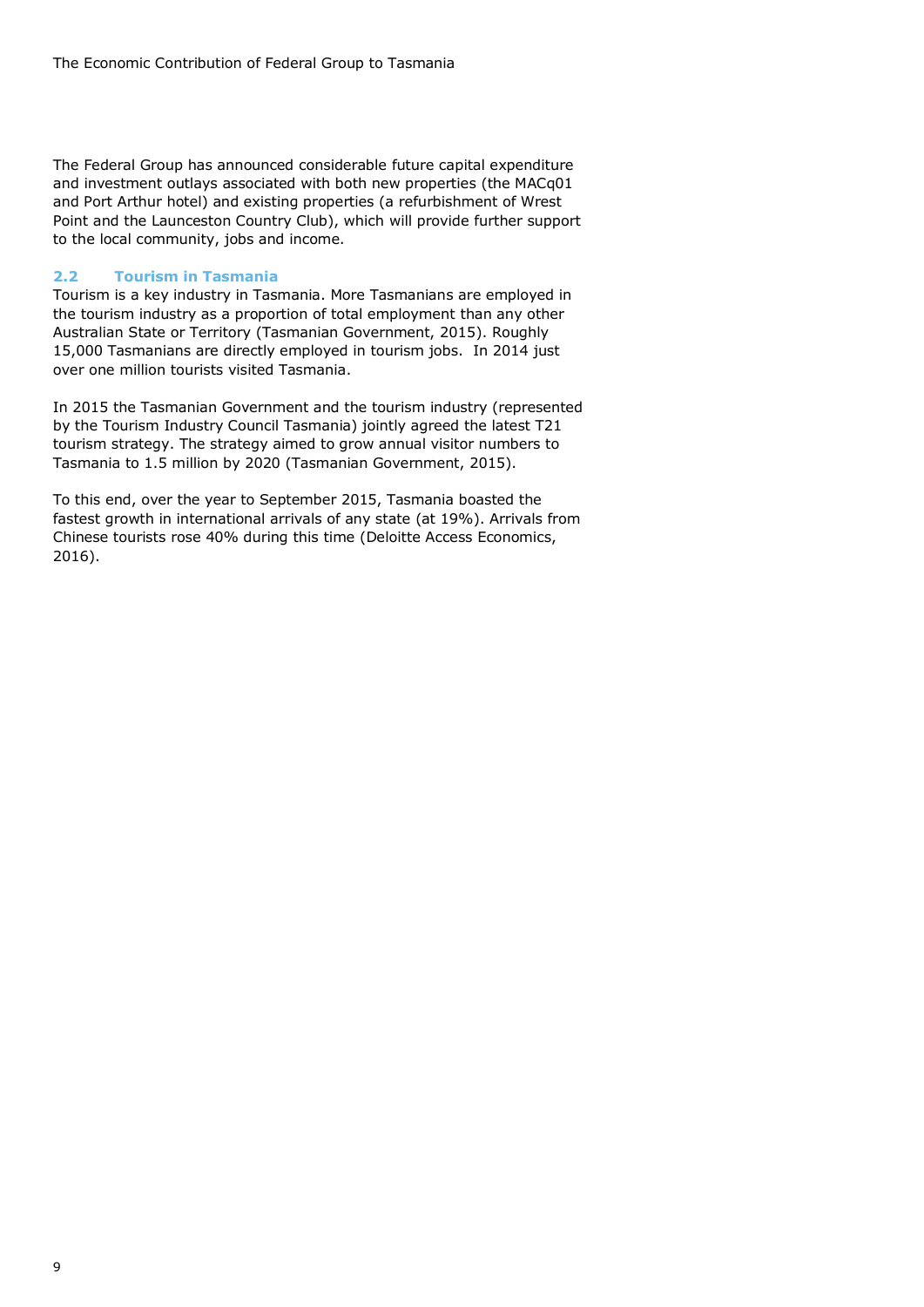The Federal Group has announced considerable future capital expenditure and investment outlays associated with both new properties (the MACq01 and Port Arthur hotel) and existing properties (a refurbishment of Wrest Point and the Launceston Country Club), which will provide further support to the local community, jobs and income.

## 2.2 Tourism in Tasmania

Tourism is a key industry in Tasmania. More Tasmanians are employed in the tourism industry as a proportion of total employment than any other Australian State or Territory (Tasmanian Government, 2015). Roughly 15,000 Tasmanians are directly employed in tourism jobs. In 2014 just over one million tourists visited Tasmania.

In 2015 the Tasmanian Government and the tourism industry (represented by the Tourism Industry Council Tasmania) jointly agreed the latest T21 tourism strategy. The strategy aimed to grow annual visitor numbers to Tasmania to 1.5 million by 2020 (Tasmanian Government, 2015).

To this end, over the year to September 2015, Tasmania boasted the fastest growth in international arrivals of any state (at 19%). Arrivals from Chinese tourists rose 40% during this time (Deloitte Access Economics, 2016).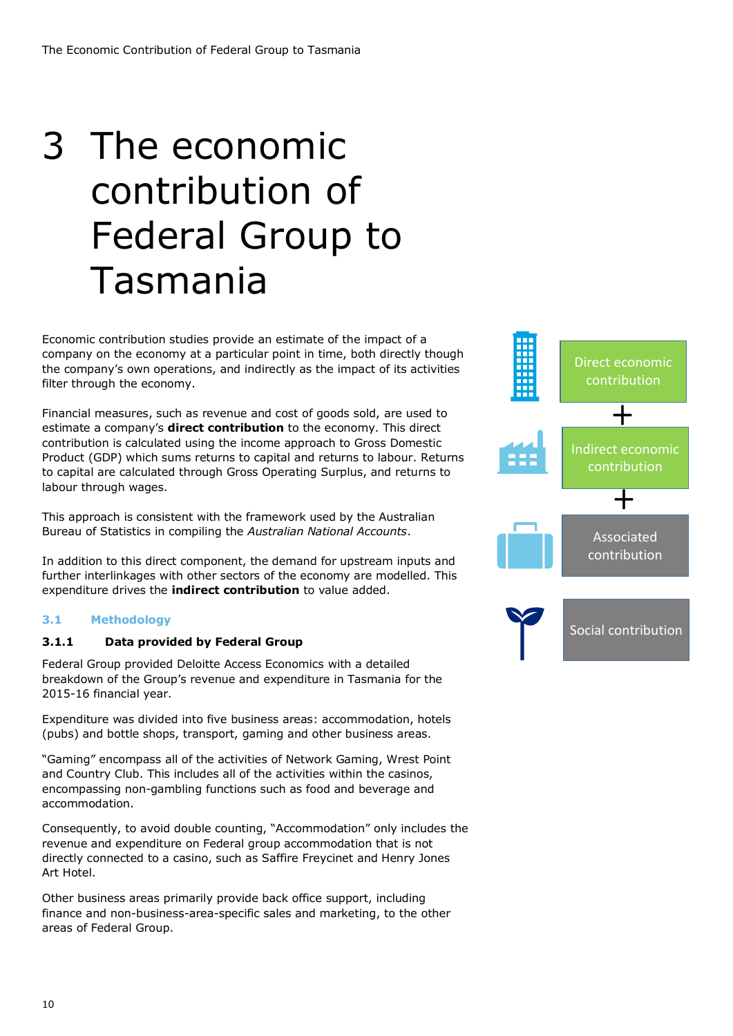# 3 The economic contribution of Federal Group to Tasmania

Economic contribution studies provide an estimate of the impact of a company on the economy at a particular point in time, both directly though the company's own operations, and indirectly as the impact of its activities filter through the economy.

Financial measures, such as revenue and cost of goods sold, are used to estimate a company's **direct contribution** to the economy. This direct contribution is calculated using the income approach to Gross Domestic Product (GDP) which sums returns to capital and returns to labour. Returns to capital are calculated through Gross Operating Surplus, and returns to labour through wages.

This approach is consistent with the framework used by the Australian Bureau of Statistics in compiling the *Australian National Accounts*.

In addition to this direct component, the demand for upstream inputs and further interlinkages with other sectors of the economy are modelled. This expenditure drives the **indirect contribution** to value added.

Direct economic contribution

+

Indirect economic contribution

+

Associated contribution

Social contribution

## 3.1 Methodology

### 3.1.1 Data provided by Federal Group

Federal Group provided Deloitte Access Economics with a detailed breakdown of the Group's revenue and expenditure in Tasmania for the 2015-16 financial year.

Expenditure was divided into five business areas: accommodation, hotels (pubs) and bottle shops, transport, gaming and other business areas.

"Gaming" encompass all of the activities of Network Gaming, Wrest Point and Country Club. This includes all of the activities within the casinos, encompassing non-gambling functions such as food and beverage and accommodation.

Consequently, to avoid double counting, "Accommodation" only includes the revenue and expenditure on Federal group accommodation that is not directly connected to a casino, such as Saffire Freycinet and Henry Jones Art Hotel.

Other business areas primarily provide back office support, including finance and non-business-area-specific sales and marketing, to the other areas of Federal Group.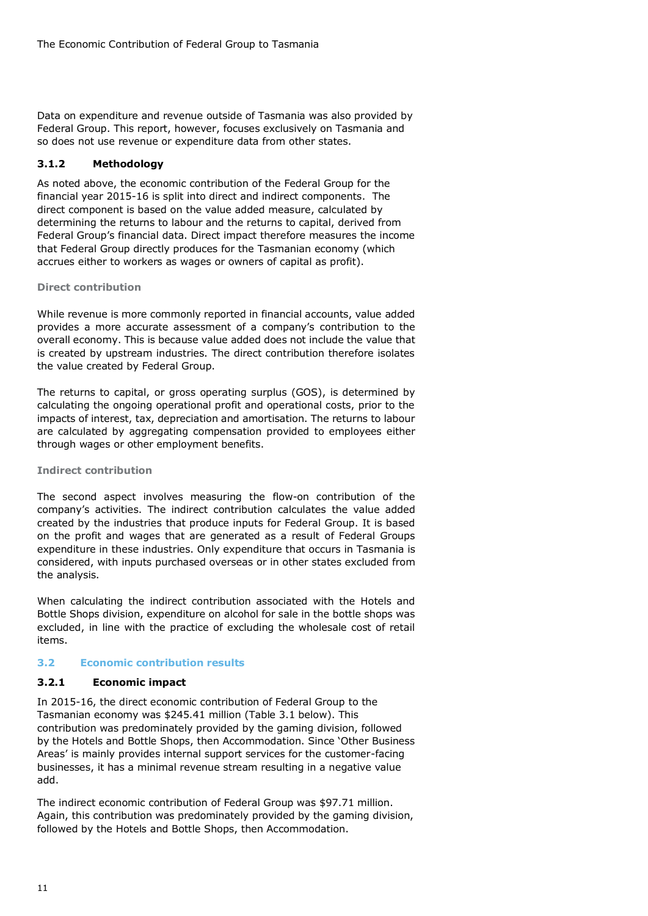Data on expenditure and revenue outside of Tasmania was also provided by Federal Group. This report, however, focuses exclusively on Tasmania and so does not use revenue or expenditure data from other states.

### 3.1.2 Methodology

As noted above, the economic contribution of the Federal Group for the financial year 2015-16 is split into direct and indirect components. The direct component is based on the value added measure, calculated by determining the returns to labour and the returns to capital, derived from Federal Group's financial data. Direct impact therefore measures the income that Federal Group directly produces for the Tasmanian economy (which accrues either to workers as wages or owners of capital as profit).

#### Direct contribution

While revenue is more commonly reported in financial accounts, value added provides a more accurate assessment of a company's contribution to the overall economy. This is because value added does not include the value that is created by upstream industries. The direct contribution therefore isolates the value created by Federal Group.

The returns to capital, or gross operating surplus (GOS), is determined by calculating the ongoing operational profit and operational costs, prior to the impacts of interest, tax, depreciation and amortisation. The returns to labour are calculated by aggregating compensation provided to employees either through wages or other employment benefits.

#### Indirect contribution

The second aspect involves measuring the flow-on contribution of the company's activities. The indirect contribution calculates the value added created by the industries that produce inputs for Federal Group. It is based on the profit and wages that are generated as a result of Federal Groups expenditure in these industries. Only expenditure that occurs in Tasmania is considered, with inputs purchased overseas or in other states excluded from the analysis.

When calculating the indirect contribution associated with the Hotels and Bottle Shops division, expenditure on alcohol for sale in the bottle shops was excluded, in line with the practice of excluding the wholesale cost of retail items.

## 3.2 Economic contribution results

### 3.2.1 Economic impact

In 2015-16, the direct economic contribution of Federal Group to the Tasmanian economy was $245.41 million (Table 3.1 below). This contribution was predominately provided by the gaming division, followed by the Hotels and Bottle Shops, then Accommodation. Since 'Other Business Areas' is mainly provides internal support services for the customer-facing businesses, it has a minimal revenue stream resulting in a negative value add.

The indirect economic contribution of Federal Group was $97.71 million. Again, this contribution was predominately provided by the gaming division, followed by the Hotels and Bottle Shops, then Accommodation.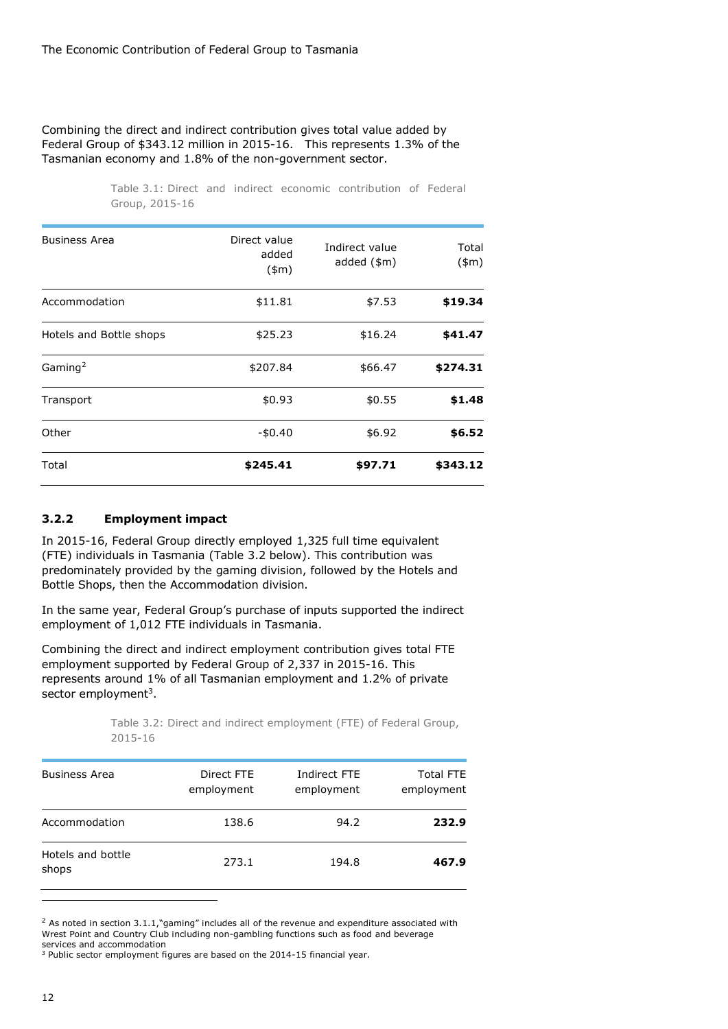Combining the direct and indirect contribution gives total value added by Federal Group of $343.12 million in 2015-16. This represents 1.3% of the Tasmanian economy and 1.8% of the non-government sector.

Table 3.1: Direct and indirect economic contribution of Federal Group, 2015-16

| Business Area | Direct value added ($m) | Indirect value added ($m) | Total ($m) |
|---|---|---|---|
| Accommodation | $11.81 | $7.53 | **$19.34** |
| Hotels and Bottle shops | $25.23 | $16.24 | **$41.47** |
| Gaming[2] | $207.84 | $66.47 | **$274.31** |
| Transport | $0.93 | $0.55 | **$1.48** |
| Other | -$0.40 | $6.92 | **$6.52** |
| Total | **$245.41** | **$97.71** | **$343.12** |

### 3.2.2 Employment impact

In 2015-16, Federal Group directly employed 1,325 full time equivalent (FTE) individuals in Tasmania (Table 3.2 below). This contribution was predominately provided by the gaming division, followed by the Hotels and Bottle Shops, then the Accommodation division.

In the same year, Federal Group's purchase of inputs supported the indirect employment of 1,012 FTE individuals in Tasmania.

Combining the direct and indirect employment contribution gives total FTE employment supported by Federal Group of 2,337 in 2015-16. This represents around 1% of all Tasmanian employment and 1.2% of private sector employment[3].

Table 3.2: Direct and indirect employment (FTE) of Federal Group, 2015-16

| Business Area | Direct FTE employment | Indirect FTE employment | Total FTE employment |
|---|---|---|---|
| Accommodation | 138.6 | 94.2 | **232.9** |
| Hotels and bottle shops | 273.1 | 194.8 | **467.9** |

[2] As noted in section 3.1.1,"gaming" includes all of the revenue and expenditure associated with Wrest Point and Country Club including non-gambling functions such as food and beverage services and accommodation

[3] Public sector employment figures are based on the 2014-15 financial year.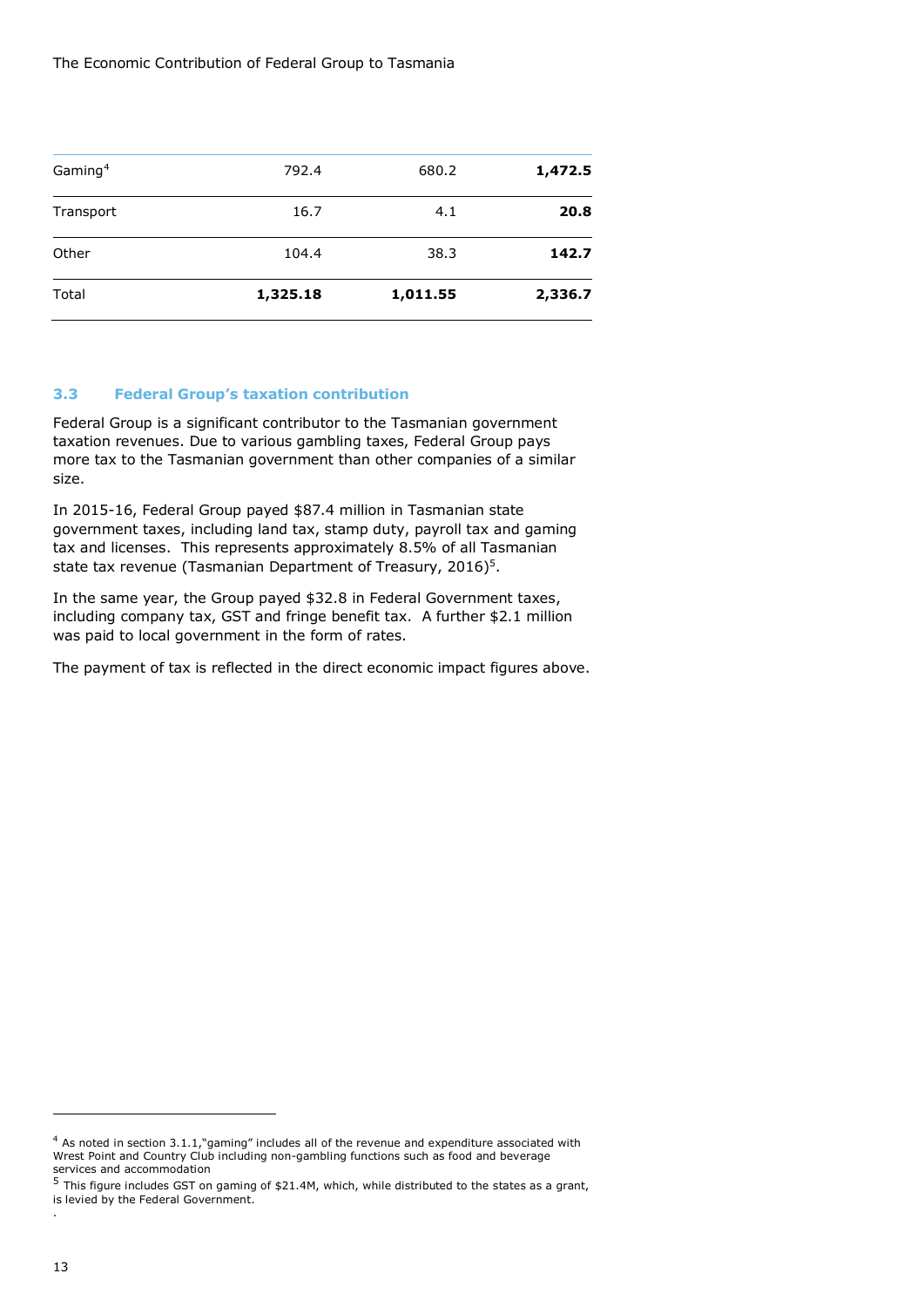| | | | |
|---|---|---|---|
| Gaming[4] | 792.4 | 680.2 | **1,472.5** |
| Transport | 16.7 | 4.1 | **20.8** |
| Other | 104.4 | 38.3 | **142.7** |
| Total | **1,325.18** | **1,011.55** | **2,336.7** |

### 3.3 Federal Group's taxation contribution

Federal Group is a significant contributor to the Tasmanian government taxation revenues. Due to various gambling taxes, Federal Group pays more tax to the Tasmanian government than other companies of a similar size.

In 2015-16, Federal Group payed $87.4 million in Tasmanian state government taxes, including land tax, stamp duty, payroll tax and gaming tax and licenses. This represents approximately 8.5% of all Tasmanian state tax revenue (Tasmanian Department of Treasury, 2016)[5].

In the same year, the Group payed $32.8 in Federal Government taxes, including company tax, GST and fringe benefit tax. A further $2.1 million was paid to local government in the form of rates.

The payment of tax is reflected in the direct economic impact figures above.

---

[4] As noted in section 3.1.1,"gaming" includes all of the revenue and expenditure associated with Wrest Point and Country Club including non-gambling functions such as food and beverage services and accommodation

[5] This figure includes GST on gaming of $21.4M, which, while distributed to the states as a grant, is levied by the Federal Government.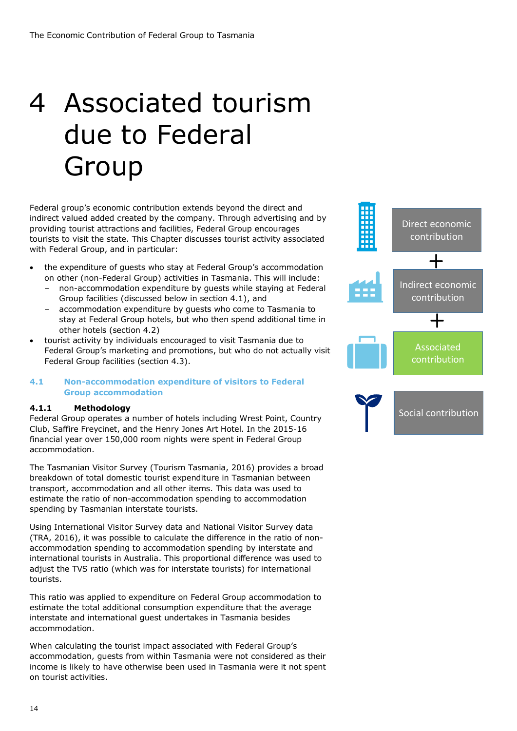# 4 Associated tourism due to Federal Group

Federal group's economic contribution extends beyond the direct and indirect valued added created by the company. Through advertising and by providing tourist attractions and facilities, Federal Group encourages tourists to visit the state. This Chapter discusses tourist activity associated with Federal Group, and in particular:

- the expenditure of guests who stay at Federal Group's accommodation on other (non-Federal Group) activities in Tasmania. This will include:
  - non-accommodation expenditure by guests while staying at Federal Group facilities (discussed below in section 4.1), and
  - accommodation expenditure by guests who come to Tasmania to stay at Federal Group hotels, but who then spend additional time in other hotels (section 4.2)
- tourist activity by individuals encouraged to visit Tasmania due to Federal Group's marketing and promotions, but who do not actually visit Federal Group facilities (section 4.3).

Direct economic contribution + Indirect economic contribution + Associated contribution

Social contribution

## 4.1 Non-accommodation expenditure of visitors to Federal Group accommodation

### 4.1.1 Methodology

Federal Group operates a number of hotels including Wrest Point, Country Club, Saffire Freycinet, and the Henry Jones Art Hotel. In the 2015-16 financial year over 150,000 room nights were spent in Federal Group accommodation.

The Tasmanian Visitor Survey (Tourism Tasmania, 2016) provides a broad breakdown of total domestic tourist expenditure in Tasmanian between transport, accommodation and all other items. This data was used to estimate the ratio of non-accommodation spending to accommodation spending by Tasmanian interstate tourists.

Using International Visitor Survey data and National Visitor Survey data (TRA, 2016), it was possible to calculate the difference in the ratio of non-accommodation spending to accommodation spending by interstate and international tourists in Australia. This proportional difference was used to adjust the TVS ratio (which was for interstate tourists) for international tourists.

This ratio was applied to expenditure on Federal Group accommodation to estimate the total additional consumption expenditure that the average interstate and international guest undertakes in Tasmania besides accommodation.

When calculating the tourist impact associated with Federal Group's accommodation, guests from within Tasmania were not considered as their income is likely to have otherwise been used in Tasmania were it not spent on tourist activities.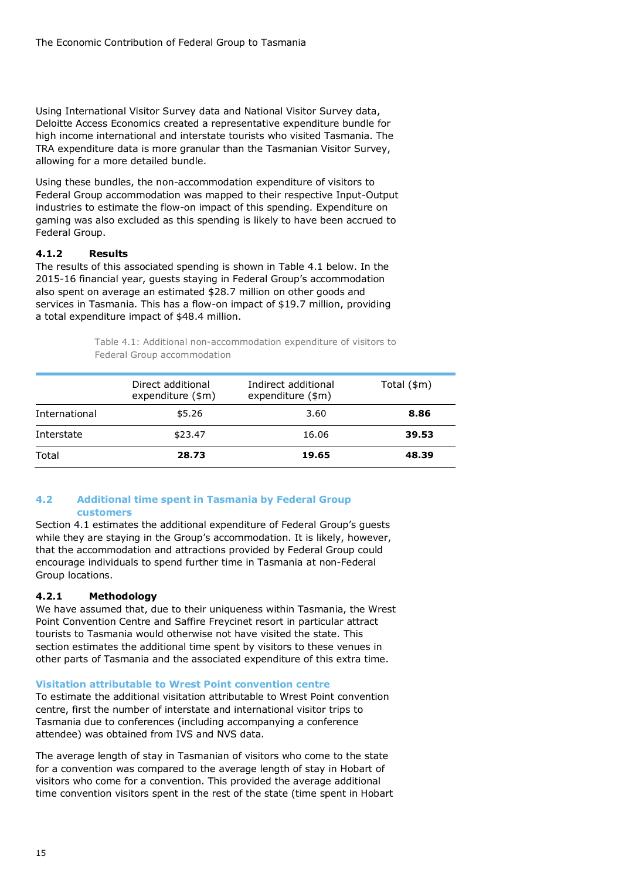Using International Visitor Survey data and National Visitor Survey data, Deloitte Access Economics created a representative expenditure bundle for high income international and interstate tourists who visited Tasmania. The TRA expenditure data is more granular than the Tasmanian Visitor Survey, allowing for a more detailed bundle.

Using these bundles, the non-accommodation expenditure of visitors to Federal Group accommodation was mapped to their respective Input-Output industries to estimate the flow-on impact of this spending. Expenditure on gaming was also excluded as this spending is likely to have been accrued to Federal Group.

#### 4.1.2 Results

The results of this associated spending is shown in Table 4.1 below. In the 2015-16 financial year, guests staying in Federal Group's accommodation also spent on average an estimated $28.7 million on other goods and services in Tasmania. This has a flow-on impact of $19.7 million, providing a total expenditure impact of $48.4 million.

Table 4.1: Additional non-accommodation expenditure of visitors to Federal Group accommodation

| | Direct additional expenditure ($m) | Indirect additional expenditure ($m) | Total ($m) |
|---|---|---|---|
| International | $5.26 | 3.60 | **8.86** |
| Interstate | $23.47 | 16.06 | **39.53** |
| Total | **28.73** | **19.65** | **48.39** |

### 4.2 Additional time spent in Tasmania by Federal Group customers

Section 4.1 estimates the additional expenditure of Federal Group's guests while they are staying in the Group's accommodation. It is likely, however, that the accommodation and attractions provided by Federal Group could encourage individuals to spend further time in Tasmania at non-Federal Group locations.

#### 4.2.1 Methodology

We have assumed that, due to their uniqueness within Tasmania, the Wrest Point Convention Centre and Saffire Freycinet resort in particular attract tourists to Tasmania would otherwise not have visited the state. This section estimates the additional time spent by visitors to these venues in other parts of Tasmania and the associated expenditure of this extra time.

##### Visitation attributable to Wrest Point convention centre

To estimate the additional visitation attributable to Wrest Point convention centre, first the number of interstate and international visitor trips to Tasmania due to conferences (including accompanying a conference attendee) was obtained from IVS and NVS data.

The average length of stay in Tasmanian of visitors who come to the state for a convention was compared to the average length of stay in Hobart of visitors who come for a convention. This provided the average additional time convention visitors spent in the rest of the state (time spent in Hobart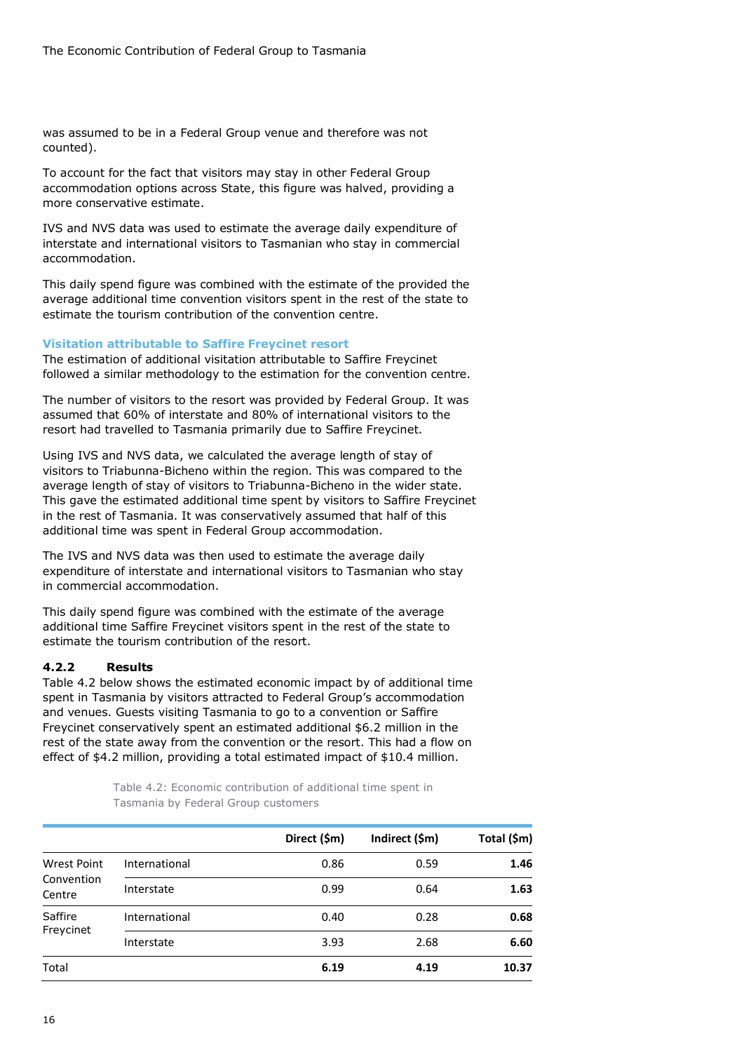was assumed to be in a Federal Group venue and therefore was not counted).

To account for the fact that visitors may stay in other Federal Group accommodation options across State, this figure was halved, providing a more conservative estimate.

IVS and NVS data was used to estimate the average daily expenditure of interstate and international visitors to Tasmanian who stay in commercial accommodation.

This daily spend figure was combined with the estimate of the provided the average additional time convention visitors spent in the rest of the state to estimate the tourism contribution of the convention centre.

**Visitation attributable to Saffire Freycinet resort**

The estimation of additional visitation attributable to Saffire Freycinet followed a similar methodology to the estimation for the convention centre.

The number of visitors to the resort was provided by Federal Group. It was assumed that 60% of interstate and 80% of international visitors to the resort had travelled to Tasmania primarily due to Saffire Freycinet.

Using IVS and NVS data, we calculated the average length of stay of visitors to Triabunna-Bicheno within the region. This was compared to the average length of stay of visitors to Triabunna-Bicheno in the wider state. This gave the estimated additional time spent by visitors to Saffire Freycinet in the rest of Tasmania. It was conservatively assumed that half of this additional time was spent in Federal Group accommodation.

The IVS and NVS data was then used to estimate the average daily expenditure of interstate and international visitors to Tasmanian who stay in commercial accommodation.

This daily spend figure was combined with the estimate of the average additional time Saffire Freycinet visitors spent in the rest of the state to estimate the tourism contribution of the resort.

### 4.2.2 Results

Table 4.2 below shows the estimated economic impact by of additional time spent in Tasmania by visitors attracted to Federal Group's accommodation and venues. Guests visiting Tasmania to go to a convention or Saffire Freycinet conservatively spent an estimated additional $6.2 million in the rest of the state away from the convention or the resort. This had a flow on effect of $4.2 million, providing a total estimated impact of $10.4 million.

Table 4.2: Economic contribution of additional time spent in Tasmania by Federal Group customers

| | | Direct ($m) | Indirect ($m) | Total ($m) |
|---|---|---|---|---|
| Wrest Point Convention Centre | International | 0.86 | 0.59 | **1.46** |
| | Interstate | 0.99 | 0.64 | **1.63** |
| Saffire Freycinet | International | 0.40 | 0.28 | **0.68** |
| | Interstate | 3.93 | 2.68 | **6.60** |
| Total | | **6.19** | **4.19** | **10.37** |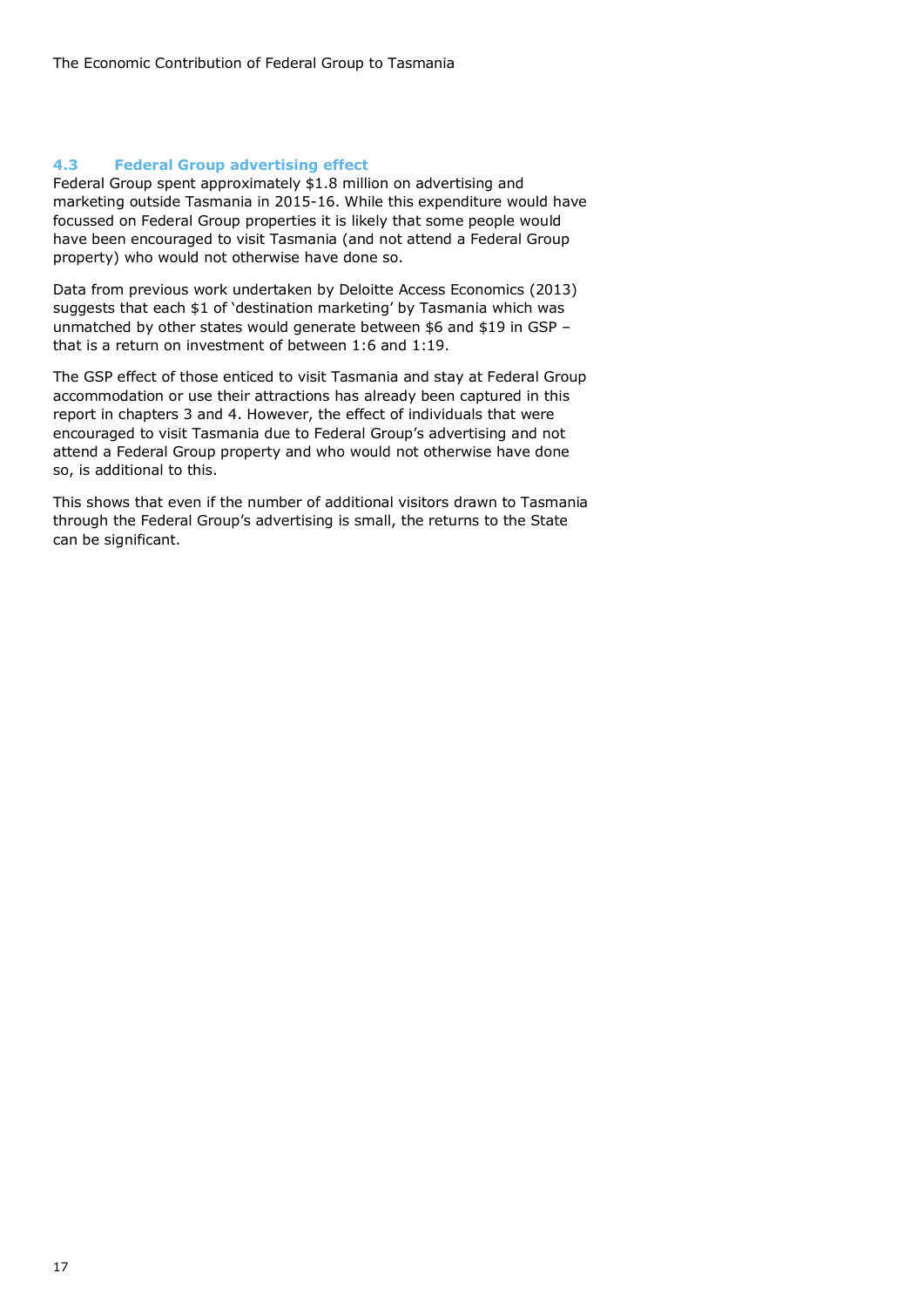### 4.3 Federal Group advertising effect

Federal Group spent approximately $1.8 million on advertising and marketing outside Tasmania in 2015-16. While this expenditure would have focussed on Federal Group properties it is likely that some people would have been encouraged to visit Tasmania (and not attend a Federal Group property) who would not otherwise have done so.

Data from previous work undertaken by Deloitte Access Economics (2013) suggests that each $1 of 'destination marketing' by Tasmania which was unmatched by other states would generate between $6 and $19 in GSP – that is a return on investment of between 1:6 and 1:19.

The GSP effect of those enticed to visit Tasmania and stay at Federal Group accommodation or use their attractions has already been captured in this report in chapters 3 and 4. However, the effect of individuals that were encouraged to visit Tasmania due to Federal Group's advertising and not attend a Federal Group property and who would not otherwise have done so, is additional to this.

This shows that even if the number of additional visitors drawn to Tasmania through the Federal Group's advertising is small, the returns to the State can be significant.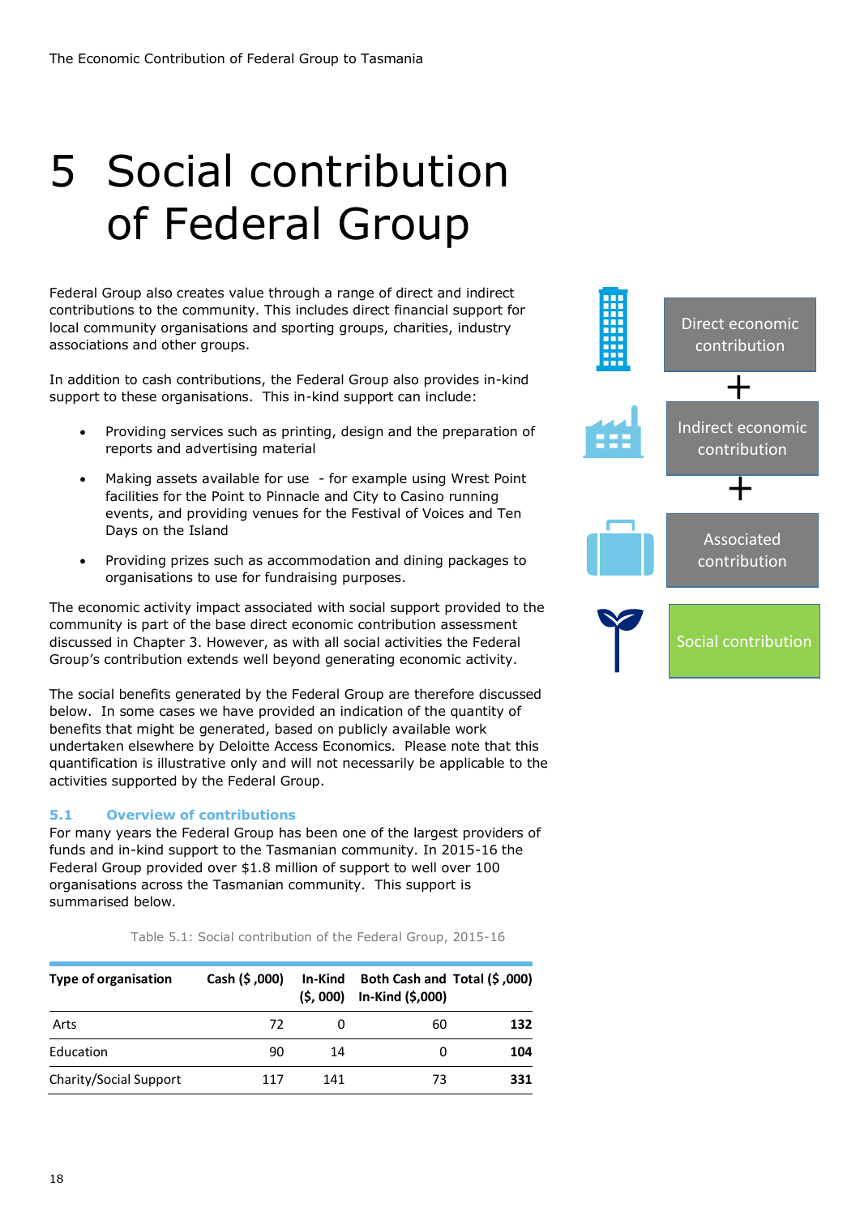# 5 Social contribution of Federal Group

Federal Group also creates value through a range of direct and indirect contributions to the community. This includes direct financial support for local community organisations and sporting groups, charities, industry associations and other groups.

In addition to cash contributions, the Federal Group also provides in-kind support to these organisations. This in-kind support can include:

- Providing services such as printing, design and the preparation of reports and advertising material
- Making assets available for use - for example using Wrest Point facilities for the Point to Pinnacle and City to Casino running events, and providing venues for the Festival of Voices and Ten Days on the Island
- Providing prizes such as accommodation and dining packages to organisations to use for fundraising purposes.

The economic activity impact associated with social support provided to the community is part of the base direct economic contribution assessment discussed in Chapter 3. However, as with all social activities the Federal Group's contribution extends well beyond generating economic activity.

The social benefits generated by the Federal Group are therefore discussed below. In some cases we have provided an indication of the quantity of benefits that might be generated, based on publicly available work undertaken elsewhere by Deloitte Access Economics. Please note that this quantification is illustrative only and will not necessarily be applicable to the activities supported by the Federal Group.

Direct economic contribution + Indirect economic contribution + Associated contribution

Social contribution

## 5.1 Overview of contributions

For many years the Federal Group has been one of the largest providers of funds and in-kind support to the Tasmanian community. In 2015-16 the Federal Group provided over $1.8 million of support to well over 100 organisations across the Tasmanian community. This support is summarised below.

Table 5.1: Social contribution of the Federal Group, 2015-16

| Type of organisation | Cash ($ ,000) | In-Kind ($, 000) | Both Cash and In-Kind ($,000) | Total ($ ,000) |
|---|---|---|---|---|
| Arts | 72 | 0 | 60 | **132** |
| Education | 90 | 14 | 0 | **104** |
| Charity/Social Support | 117 | 141 | 73 | **331** |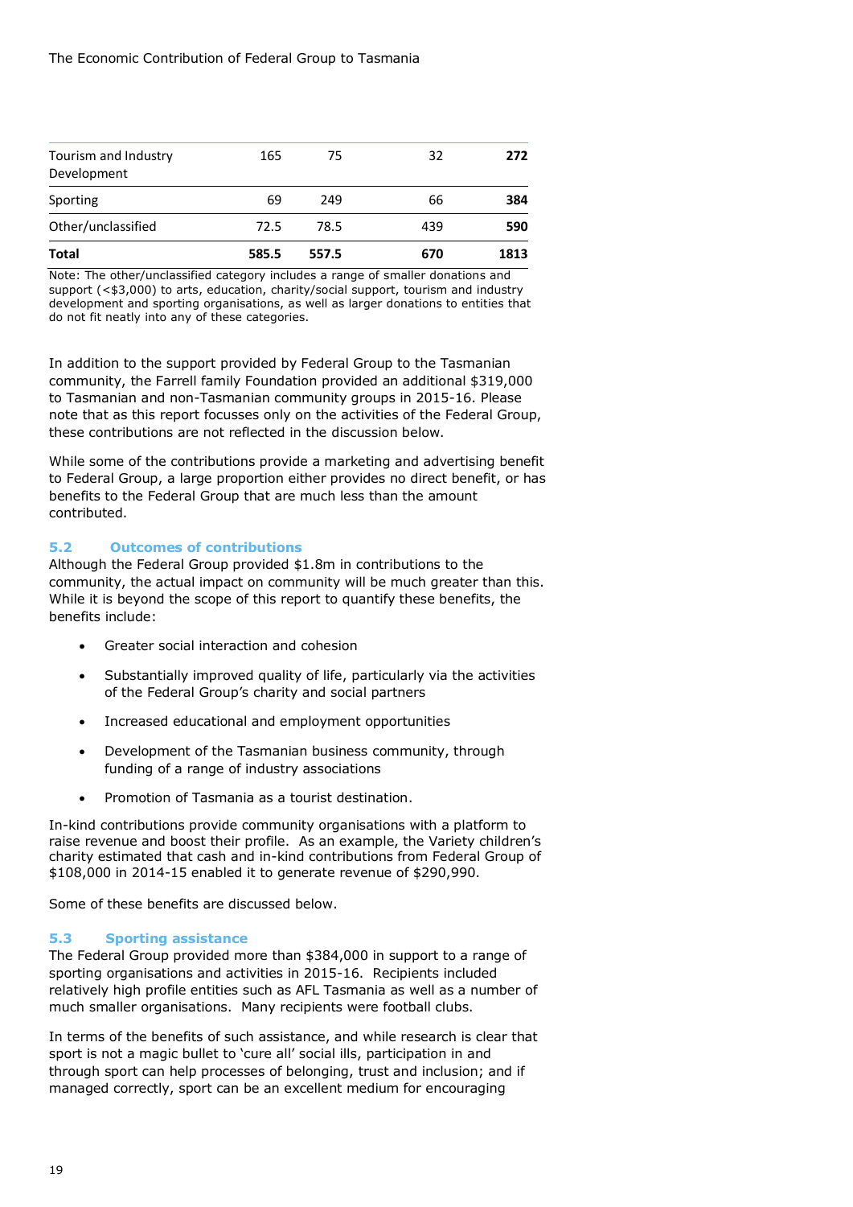| | | | | |
|---|---|---|---|---|
| Tourism and Industry Development | 165 | 75 | 32 | **272** |
| Sporting | 69 | 249 | 66 | **384** |
| Other/unclassified | 72.5 | 78.5 | 439 | **590** |
| **Total** | **585.5** | **557.5** | **670** | **1813** |

Note: The other/unclassified category includes a range of smaller donations and support (<$3,000) to arts, education, charity/social support, tourism and industry development and sporting organisations, as well as larger donations to entities that do not fit neatly into any of these categories.

In addition to the support provided by Federal Group to the Tasmanian community, the Farrell family Foundation provided an additional $319,000 to Tasmanian and non-Tasmanian community groups in 2015-16. Please note that as this report focusses only on the activities of the Federal Group, these contributions are not reflected in the discussion below.

While some of the contributions provide a marketing and advertising benefit to Federal Group, a large proportion either provides no direct benefit, or has benefits to the Federal Group that are much less than the amount contributed.

### 5.2 Outcomes of contributions

Although the Federal Group provided $1.8m in contributions to the community, the actual impact on community will be much greater than this. While it is beyond the scope of this report to quantify these benefits, the benefits include:

- Greater social interaction and cohesion
- Substantially improved quality of life, particularly via the activities of the Federal Group's charity and social partners
- Increased educational and employment opportunities
- Development of the Tasmanian business community, through funding of a range of industry associations
- Promotion of Tasmania as a tourist destination.

In-kind contributions provide community organisations with a platform to raise revenue and boost their profile. As an example, the Variety children's charity estimated that cash and in-kind contributions from Federal Group of $108,000 in 2014-15 enabled it to generate revenue of $290,990.

Some of these benefits are discussed below.

### 5.3 Sporting assistance

The Federal Group provided more than $384,000 in support to a range of sporting organisations and activities in 2015-16. Recipients included relatively high profile entities such as AFL Tasmania as well as a number of much smaller organisations. Many recipients were football clubs.

In terms of the benefits of such assistance, and while research is clear that sport is not a magic bullet to 'cure all' social ills, participation in and through sport can help processes of belonging, trust and inclusion; and if managed correctly, sport can be an excellent medium for encouraging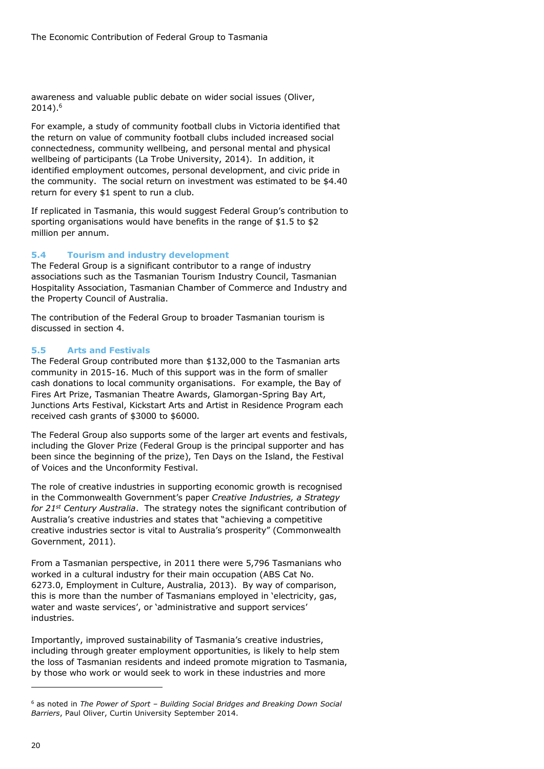awareness and valuable public debate on wider social issues (Oliver, 2014).[6]

For example, a study of community football clubs in Victoria identified that the return on value of community football clubs included increased social connectedness, community wellbeing, and personal mental and physical wellbeing of participants (La Trobe University, 2014). In addition, it identified employment outcomes, personal development, and civic pride in the community. The social return on investment was estimated to be $4.40 return for every $1 spent to run a club.

If replicated in Tasmania, this would suggest Federal Group's contribution to sporting organisations would have benefits in the range of $1.5 to $2 million per annum.

### 5.4 Tourism and industry development

The Federal Group is a significant contributor to a range of industry associations such as the Tasmanian Tourism Industry Council, Tasmanian Hospitality Association, Tasmanian Chamber of Commerce and Industry and the Property Council of Australia.

The contribution of the Federal Group to broader Tasmanian tourism is discussed in section 4.

### 5.5 Arts and Festivals

The Federal Group contributed more than $132,000 to the Tasmanian arts community in 2015-16. Much of this support was in the form of smaller cash donations to local community organisations. For example, the Bay of Fires Art Prize, Tasmanian Theatre Awards, Glamorgan-Spring Bay Art, Junctions Arts Festival, Kickstart Arts and Artist in Residence Program each received cash grants of $3000 to $6000.

The Federal Group also supports some of the larger art events and festivals, including the Glover Prize (Federal Group is the principal supporter and has been since the beginning of the prize), Ten Days on the Island, the Festival of Voices and the Unconformity Festival.

The role of creative industries in supporting economic growth is recognised in the Commonwealth Government's paper *Creative Industries, a Strategy for 21st Century Australia*. The strategy notes the significant contribution of Australia's creative industries and states that "achieving a competitive creative industries sector is vital to Australia's prosperity" (Commonwealth Government, 2011).

From a Tasmanian perspective, in 2011 there were 5,796 Tasmanians who worked in a cultural industry for their main occupation (ABS Cat No. 6273.0, Employment in Culture, Australia, 2013). By way of comparison, this is more than the number of Tasmanians employed in 'electricity, gas, water and waste services', or 'administrative and support services' industries.

Importantly, improved sustainability of Tasmania's creative industries, including through greater employment opportunities, is likely to help stem the loss of Tasmanian residents and indeed promote migration to Tasmania, by those who work or would seek to work in these industries and more

---

[6] as noted in *The Power of Sport – Building Social Bridges and Breaking Down Social Barriers*, Paul Oliver, Curtin University September 2014.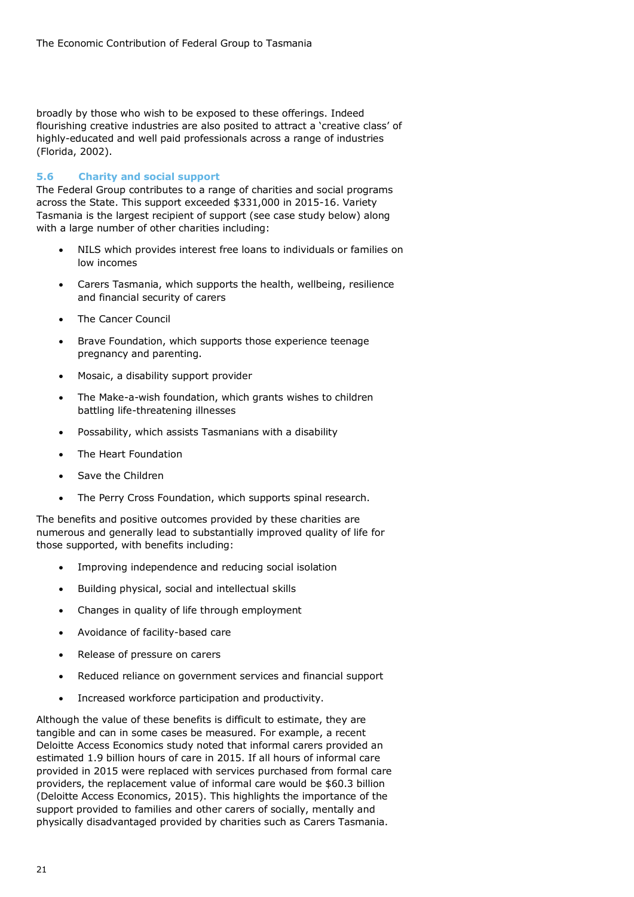broadly by those who wish to be exposed to these offerings. Indeed flourishing creative industries are also posited to attract a 'creative class' of highly-educated and well paid professionals across a range of industries (Florida, 2002).

### 5.6 Charity and social support

The Federal Group contributes to a range of charities and social programs across the State. This support exceeded $331,000 in 2015-16. Variety Tasmania is the largest recipient of support (see case study below) along with a large number of other charities including:

- NILS which provides interest free loans to individuals or families on low incomes
- Carers Tasmania, which supports the health, wellbeing, resilience and financial security of carers
- The Cancer Council
- Brave Foundation, which supports those experience teenage pregnancy and parenting.
- Mosaic, a disability support provider
- The Make-a-wish foundation, which grants wishes to children battling life-threatening illnesses
- Possability, which assists Tasmanians with a disability
- The Heart Foundation
- Save the Children
- The Perry Cross Foundation, which supports spinal research.

The benefits and positive outcomes provided by these charities are numerous and generally lead to substantially improved quality of life for those supported, with benefits including:

- Improving independence and reducing social isolation
- Building physical, social and intellectual skills
- Changes in quality of life through employment
- Avoidance of facility-based care
- Release of pressure on carers
- Reduced reliance on government services and financial support
- Increased workforce participation and productivity.

Although the value of these benefits is difficult to estimate, they are tangible and can in some cases be measured. For example, a recent Deloitte Access Economics study noted that informal carers provided an estimated 1.9 billion hours of care in 2015. If all hours of informal care provided in 2015 were replaced with services purchased from formal care providers, the replacement value of informal care would be $60.3 billion (Deloitte Access Economics, 2015). This highlights the importance of the support provided to families and other carers of socially, mentally and physically disadvantaged provided by charities such as Carers Tasmania.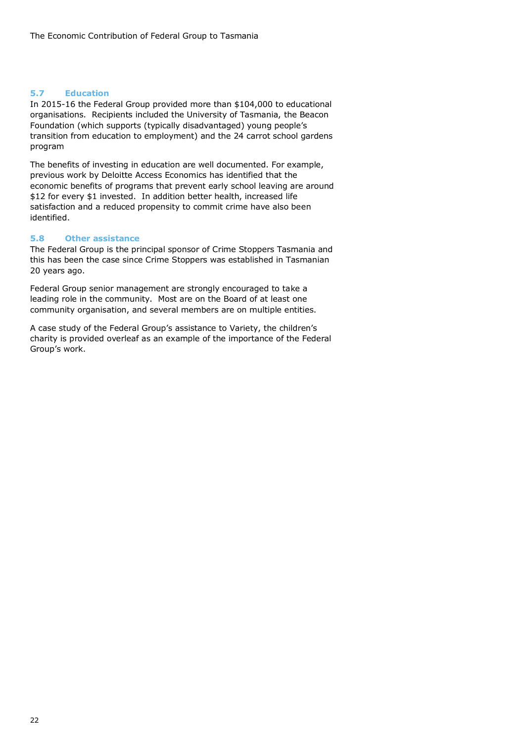### 5.7 Education

In 2015-16 the Federal Group provided more than $104,000 to educational organisations. Recipients included the University of Tasmania, the Beacon Foundation (which supports (typically disadvantaged) young people's transition from education to employment) and the 24 carrot school gardens program

The benefits of investing in education are well documented. For example, previous work by Deloitte Access Economics has identified that the economic benefits of programs that prevent early school leaving are around $12 for every $1 invested. In addition better health, increased life satisfaction and a reduced propensity to commit crime have also been identified.

### 5.8 Other assistance

The Federal Group is the principal sponsor of Crime Stoppers Tasmania and this has been the case since Crime Stoppers was established in Tasmanian 20 years ago.

Federal Group senior management are strongly encouraged to take a leading role in the community. Most are on the Board of at least one community organisation, and several members are on multiple entities.

A case study of the Federal Group's assistance to Variety, the children's charity is provided overleaf as an example of the importance of the Federal Group's work.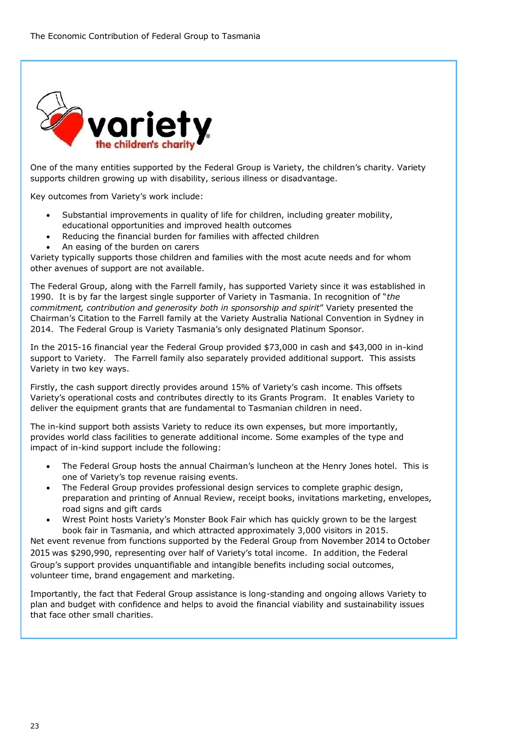One of the many entities supported by the Federal Group is Variety, the children's charity. Variety supports children growing up with disability, serious illness or disadvantage.

Key outcomes from Variety's work include:

- Substantial improvements in quality of life for children, including greater mobility, educational opportunities and improved health outcomes
- Reducing the financial burden for families with affected children
- An easing of the burden on carers

Variety typically supports those children and families with the most acute needs and for whom other avenues of support are not available.

The Federal Group, along with the Farrell family, has supported Variety since it was established in 1990. It is by far the largest single supporter of Variety in Tasmania. In recognition of "*the commitment, contribution and generosity both in sponsorship and spirit*" Variety presented the Chairman's Citation to the Farrell family at the Variety Australia National Convention in Sydney in 2014. The Federal Group is Variety Tasmania's only designated Platinum Sponsor.

In the 2015-16 financial year the Federal Group provided $73,000 in cash and $43,000 in in-kind support to Variety. The Farrell family also separately provided additional support. This assists Variety in two key ways.

Firstly, the cash support directly provides around 15% of Variety's cash income. This offsets Variety's operational costs and contributes directly to its Grants Program. It enables Variety to deliver the equipment grants that are fundamental to Tasmanian children in need.

The in-kind support both assists Variety to reduce its own expenses, but more importantly, provides world class facilities to generate additional income. Some examples of the type and impact of in-kind support include the following:

- The Federal Group hosts the annual Chairman's luncheon at the Henry Jones hotel. This is one of Variety's top revenue raising events.
- The Federal Group provides professional design services to complete graphic design, preparation and printing of Annual Review, receipt books, invitations marketing, envelopes, road signs and gift cards
- Wrest Point hosts Variety's Monster Book Fair which has quickly grown to be the largest book fair in Tasmania, and which attracted approximately 3,000 visitors in 2015.

Net event revenue from functions supported by the Federal Group from November 2014 to October 2015 was $290,990, representing over half of Variety's total income. In addition, the Federal Group's support provides unquantifiable and intangible benefits including social outcomes, volunteer time, brand engagement and marketing.

Importantly, the fact that Federal Group assistance is long-standing and ongoing allows Variety to plan and budget with confidence and helps to avoid the financial viability and sustainability issues that face other small charities.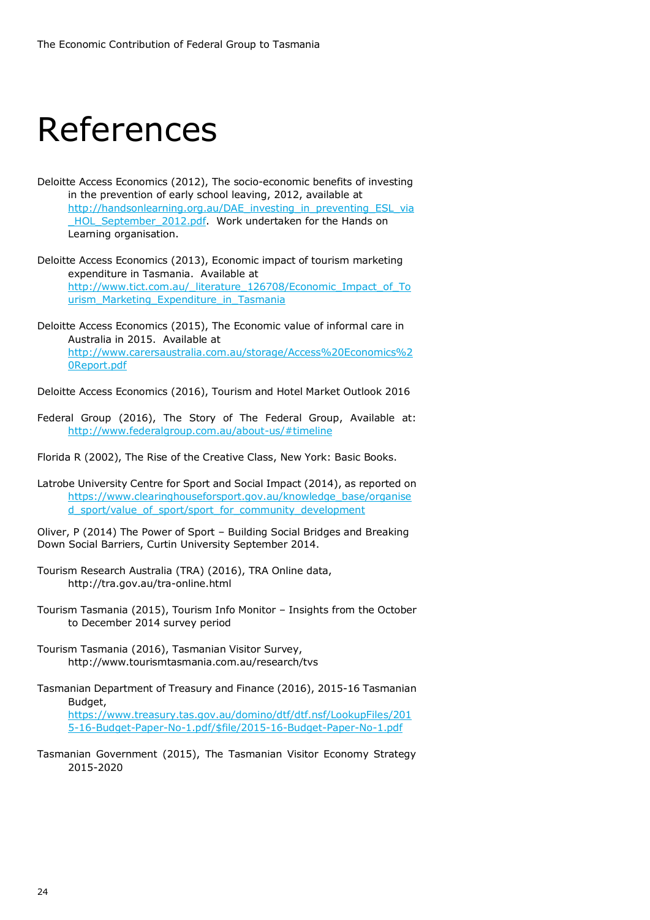# References

Deloitte Access Economics (2012), The socio-economic benefits of investing in the prevention of early school leaving, 2012, available at http://handsonlearning.org.au/DAE_investing_in_preventing_ESL_via_HOL_September_2012.pdf. Work undertaken for the Hands on Learning organisation.

Deloitte Access Economics (2013), Economic impact of tourism marketing expenditure in Tasmania. Available at http://www.tict.com.au/_literature_126708/Economic_Impact_of_Tourism_Marketing_Expenditure_in_Tasmania

Deloitte Access Economics (2015), The Economic value of informal care in Australia in 2015. Available at http://www.carersaustralia.com.au/storage/Access%20Economics%20Report.pdf

Deloitte Access Economics (2016), Tourism and Hotel Market Outlook 2016

Federal Group (2016), The Story of The Federal Group, Available at: http://www.federalgroup.com.au/about-us/#timeline

Florida R (2002), The Rise of the Creative Class, New York: Basic Books.

Latrobe University Centre for Sport and Social Impact (2014), as reported on https://www.clearinghouseforsport.gov.au/knowledge_base/organised_sport/value_of_sport/sport_for_community_development

Oliver, P (2014) The Power of Sport – Building Social Bridges and Breaking Down Social Barriers, Curtin University September 2014.

Tourism Research Australia (TRA) (2016), TRA Online data, http://tra.gov.au/tra-online.html

Tourism Tasmania (2015), Tourism Info Monitor – Insights from the October to December 2014 survey period

Tourism Tasmania (2016), Tasmanian Visitor Survey, http://www.tourismtasmania.com.au/research/tvs

Tasmanian Department of Treasury and Finance (2016), 2015-16 Tasmanian Budget, https://www.treasury.tas.gov.au/domino/dtf/dtf.nsf/LookupFiles/2015-16-Budget-Paper-No-1.pdf/$file/2015-16-Budget-Paper-No-1.pdf

Tasmanian Government (2015), The Tasmanian Visitor Economy Strategy 2015-2020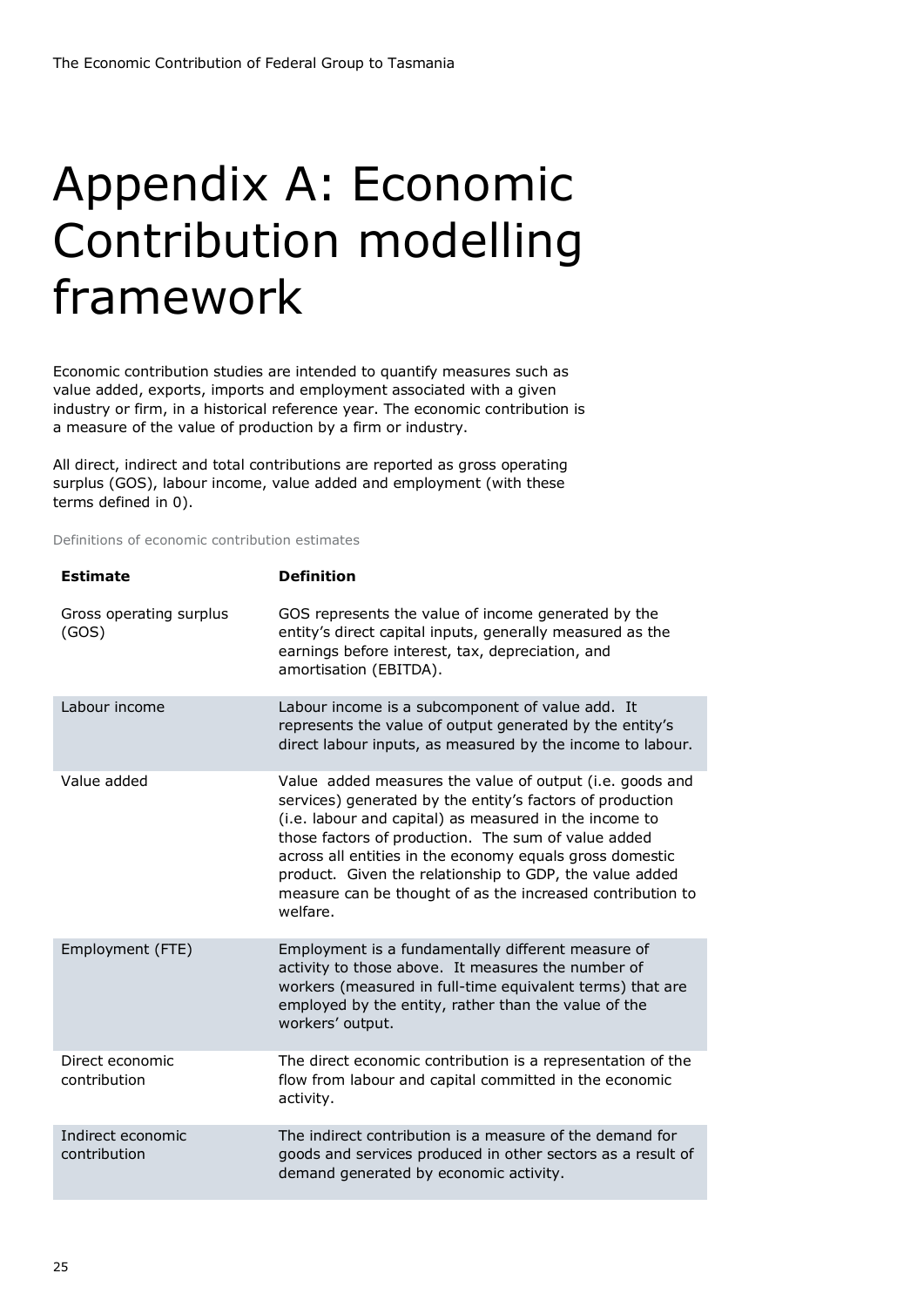# Appendix A: Economic Contribution modelling framework

Economic contribution studies are intended to quantify measures such as value added, exports, imports and employment associated with a given industry or firm, in a historical reference year. The economic contribution is a measure of the value of production by a firm or industry.

All direct, indirect and total contributions are reported as gross operating surplus (GOS), labour income, value added and employment (with these terms defined in 0).

Definitions of economic contribution estimates

| **Estimate** | **Definition** |
| --- | --- |
| Gross operating surplus (GOS) | GOS represents the value of income generated by the entity's direct capital inputs, generally measured as the earnings before interest, tax, depreciation, and amortisation (EBITDA). |
| Labour income | Labour income is a subcomponent of value add. It represents the value of output generated by the entity's direct labour inputs, as measured by the income to labour. |
| Value added | Value added measures the value of output (i.e. goods and services) generated by the entity's factors of production (i.e. labour and capital) as measured in the income to those factors of production. The sum of value added across all entities in the economy equals gross domestic product. Given the relationship to GDP, the value added measure can be thought of as the increased contribution to welfare. |
| Employment (FTE) | Employment is a fundamentally different measure of activity to those above. It measures the number of workers (measured in full-time equivalent terms) that are employed by the entity, rather than the value of the workers' output. |
| Direct economic contribution | The direct economic contribution is a representation of the flow from labour and capital committed in the economic activity. |
| Indirect economic contribution | The indirect contribution is a measure of the demand for goods and services produced in other sectors as a result of demand generated by economic activity. |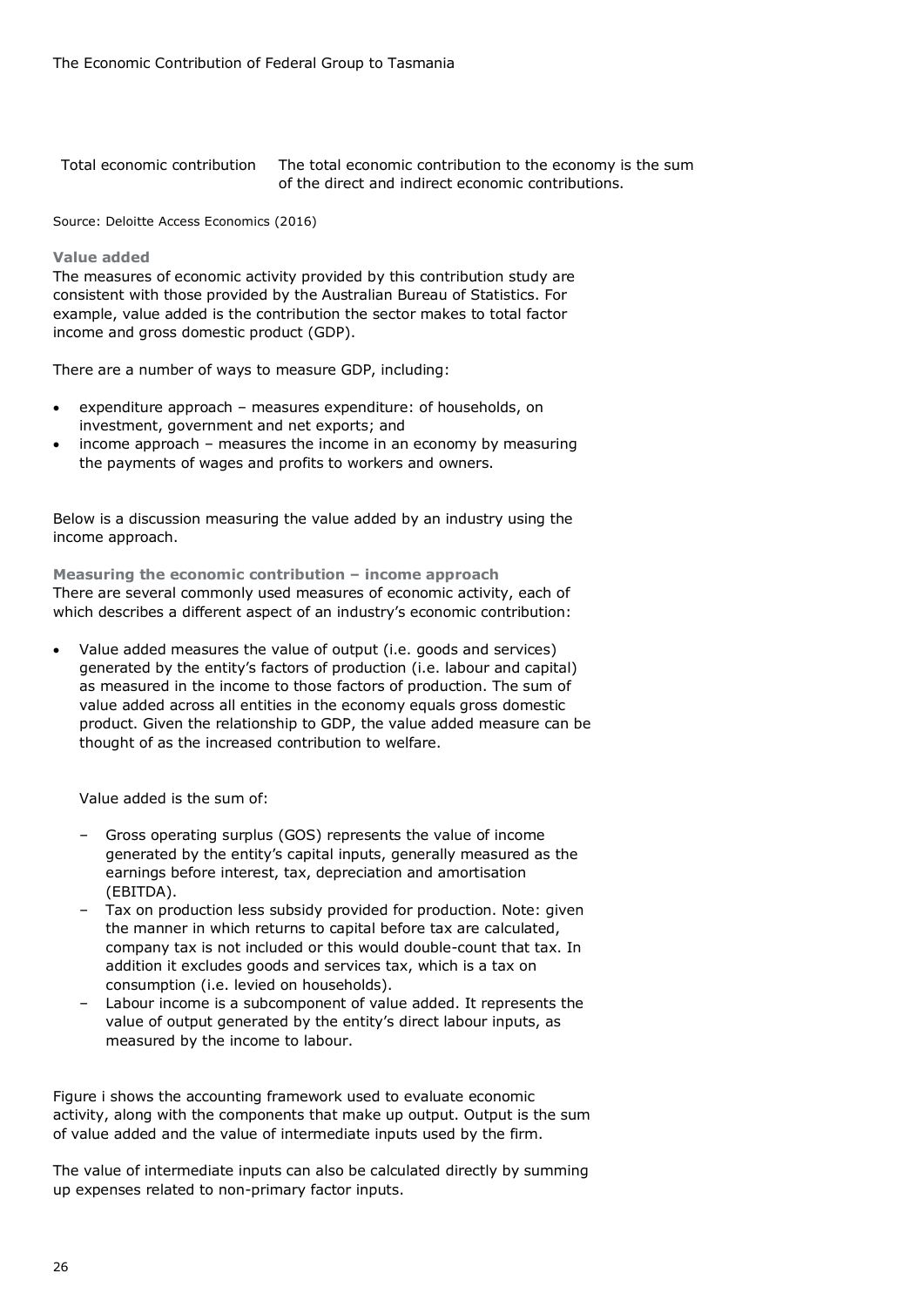| | |
|---|---|
| Total economic contribution | The total economic contribution to the economy is the sum of the direct and indirect economic contributions. |

Source: Deloitte Access Economics (2016)

### Value added

The measures of economic activity provided by this contribution study are consistent with those provided by the Australian Bureau of Statistics. For example, value added is the contribution the sector makes to total factor income and gross domestic product (GDP).

There are a number of ways to measure GDP, including:

- expenditure approach – measures expenditure: of households, on investment, government and net exports; and
- income approach – measures the income in an economy by measuring the payments of wages and profits to workers and owners.

Below is a discussion measuring the value added by an industry using the income approach.

### Measuring the economic contribution – income approach

There are several commonly used measures of economic activity, each of which describes a different aspect of an industry's economic contribution:

- Value added measures the value of output (i.e. goods and services) generated by the entity's factors of production (i.e. labour and capital) as measured in the income to those factors of production. The sum of value added across all entities in the economy equals gross domestic product. Given the relationship to GDP, the value added measure can be thought of as the increased contribution to welfare.

  Value added is the sum of:

  – Gross operating surplus (GOS) represents the value of income generated by the entity's capital inputs, generally measured as the earnings before interest, tax, depreciation and amortisation (EBITDA).
  – Tax on production less subsidy provided for production. Note: given the manner in which returns to capital before tax are calculated, company tax is not included or this would double-count that tax. In addition it excludes goods and services tax, which is a tax on consumption (i.e. levied on households).
  – Labour income is a subcomponent of value added. It represents the value of output generated by the entity's direct labour inputs, as measured by the income to labour.

Figure i shows the accounting framework used to evaluate economic activity, along with the components that make up output. Output is the sum of value added and the value of intermediate inputs used by the firm.

The value of intermediate inputs can also be calculated directly by summing up expenses related to non-primary factor inputs.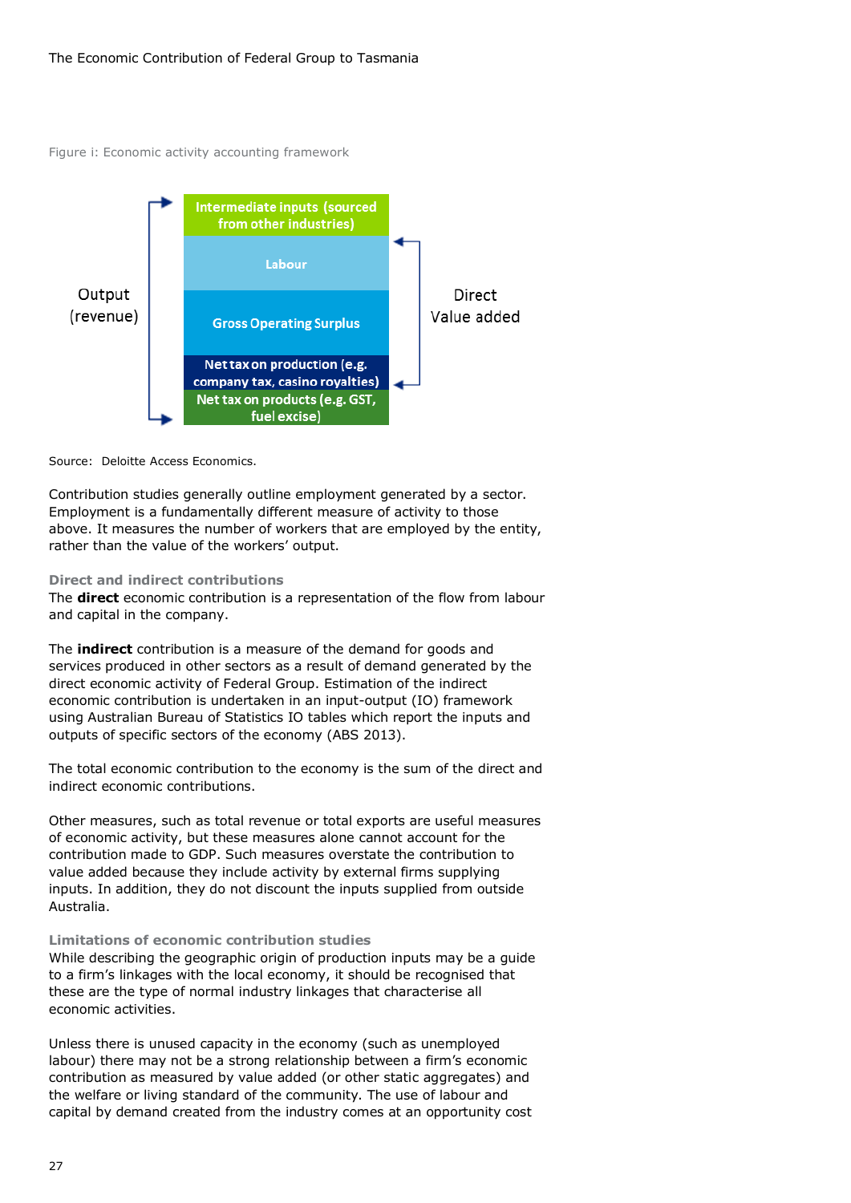Figure i: Economic activity accounting framework

| | Component | |
|---|---|---|
| Output (revenue) | Intermediate inputs (sourced from other industries) | |
| | Labour | Direct Value added |
| | Gross Operating Surplus | |
| | Net tax on production (e.g. company tax, casino royalties) | |
| | Net tax on products (e.g. GST, fuel excise) | |

Source: Deloitte Access Economics.

Contribution studies generally outline employment generated by a sector. Employment is a fundamentally different measure of activity to those above. It measures the number of workers that are employed by the entity, rather than the value of the workers' output.

### Direct and indirect contributions

The **direct** economic contribution is a representation of the flow from labour and capital in the company.

The **indirect** contribution is a measure of the demand for goods and services produced in other sectors as a result of demand generated by the direct economic activity of Federal Group. Estimation of the indirect economic contribution is undertaken in an input-output (IO) framework using Australian Bureau of Statistics IO tables which report the inputs and outputs of specific sectors of the economy (ABS 2013).

The total economic contribution to the economy is the sum of the direct and indirect economic contributions.

Other measures, such as total revenue or total exports are useful measures of economic activity, but these measures alone cannot account for the contribution made to GDP. Such measures overstate the contribution to value added because they include activity by external firms supplying inputs. In addition, they do not discount the inputs supplied from outside Australia.

### Limitations of economic contribution studies

While describing the geographic origin of production inputs may be a guide to a firm's linkages with the local economy, it should be recognised that these are the type of normal industry linkages that characterise all economic activities.

Unless there is unused capacity in the economy (such as unemployed labour) there may not be a strong relationship between a firm's economic contribution as measured by value added (or other static aggregates) and the welfare or living standard of the community. The use of labour and capital by demand created from the industry comes at an opportunity cost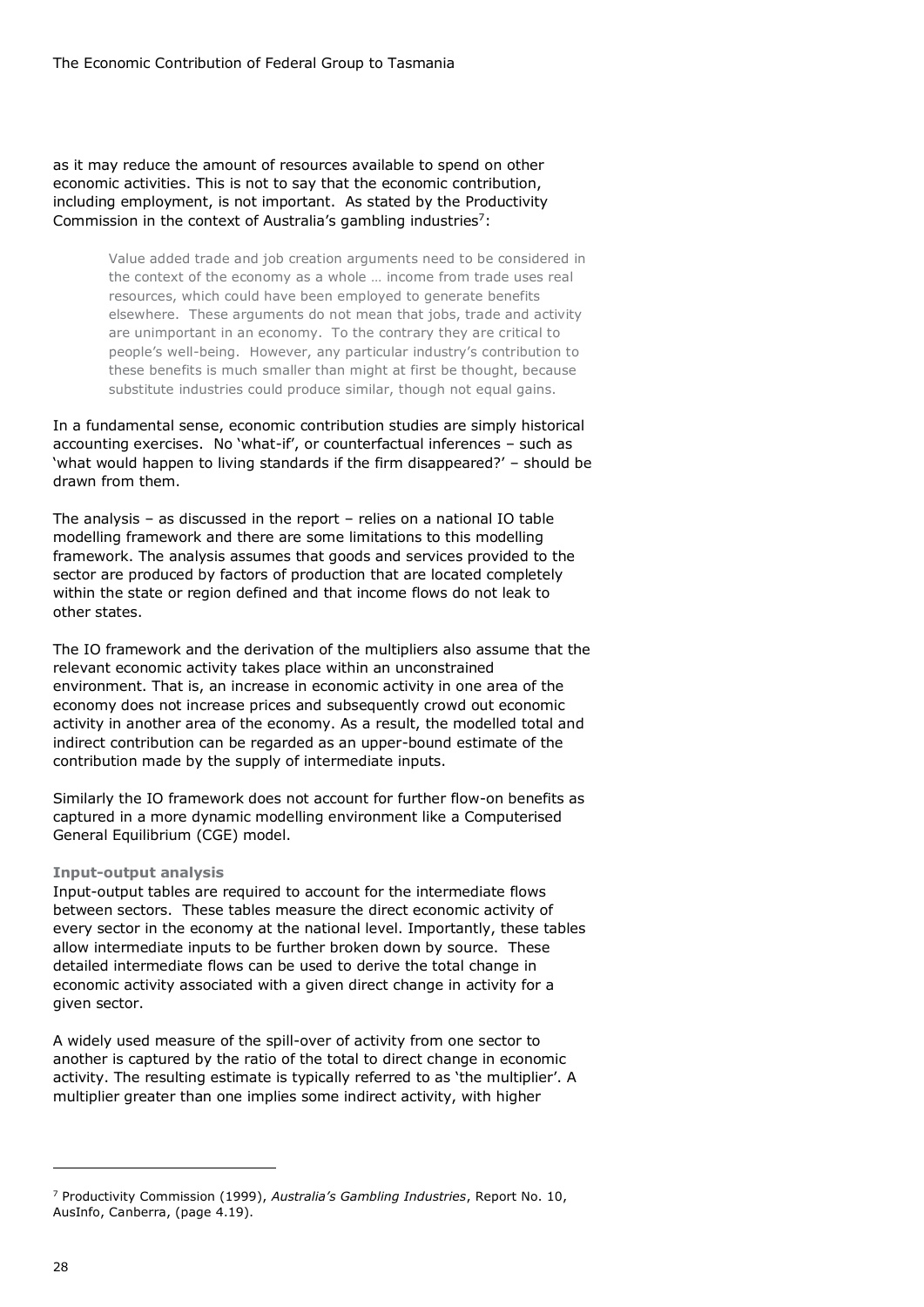as it may reduce the amount of resources available to spend on other economic activities. This is not to say that the economic contribution, including employment, is not important. As stated by the Productivity Commission in the context of Australia's gambling industries[7]:

> Value added trade and job creation arguments need to be considered in the context of the economy as a whole … income from trade uses real resources, which could have been employed to generate benefits elsewhere. These arguments do not mean that jobs, trade and activity are unimportant in an economy. To the contrary they are critical to people's well-being. However, any particular industry's contribution to these benefits is much smaller than might at first be thought, because substitute industries could produce similar, though not equal gains.

In a fundamental sense, economic contribution studies are simply historical accounting exercises. No 'what-if', or counterfactual inferences – such as 'what would happen to living standards if the firm disappeared?' – should be drawn from them.

The analysis – as discussed in the report – relies on a national IO table modelling framework and there are some limitations to this modelling framework. The analysis assumes that goods and services provided to the sector are produced by factors of production that are located completely within the state or region defined and that income flows do not leak to other states.

The IO framework and the derivation of the multipliers also assume that the relevant economic activity takes place within an unconstrained environment. That is, an increase in economic activity in one area of the economy does not increase prices and subsequently crowd out economic activity in another area of the economy. As a result, the modelled total and indirect contribution can be regarded as an upper-bound estimate of the contribution made by the supply of intermediate inputs.

Similarly the IO framework does not account for further flow-on benefits as captured in a more dynamic modelling environment like a Computerised General Equilibrium (CGE) model.

**Input-output analysis**

Input-output tables are required to account for the intermediate flows between sectors. These tables measure the direct economic activity of every sector in the economy at the national level. Importantly, these tables allow intermediate inputs to be further broken down by source. These detailed intermediate flows can be used to derive the total change in economic activity associated with a given direct change in activity for a given sector.

A widely used measure of the spill-over of activity from one sector to another is captured by the ratio of the total to direct change in economic activity. The resulting estimate is typically referred to as 'the multiplier'. A multiplier greater than one implies some indirect activity, with higher

[7] Productivity Commission (1999), *Australia's Gambling Industries*, Report No. 10, AusInfo, Canberra, (page 4.19).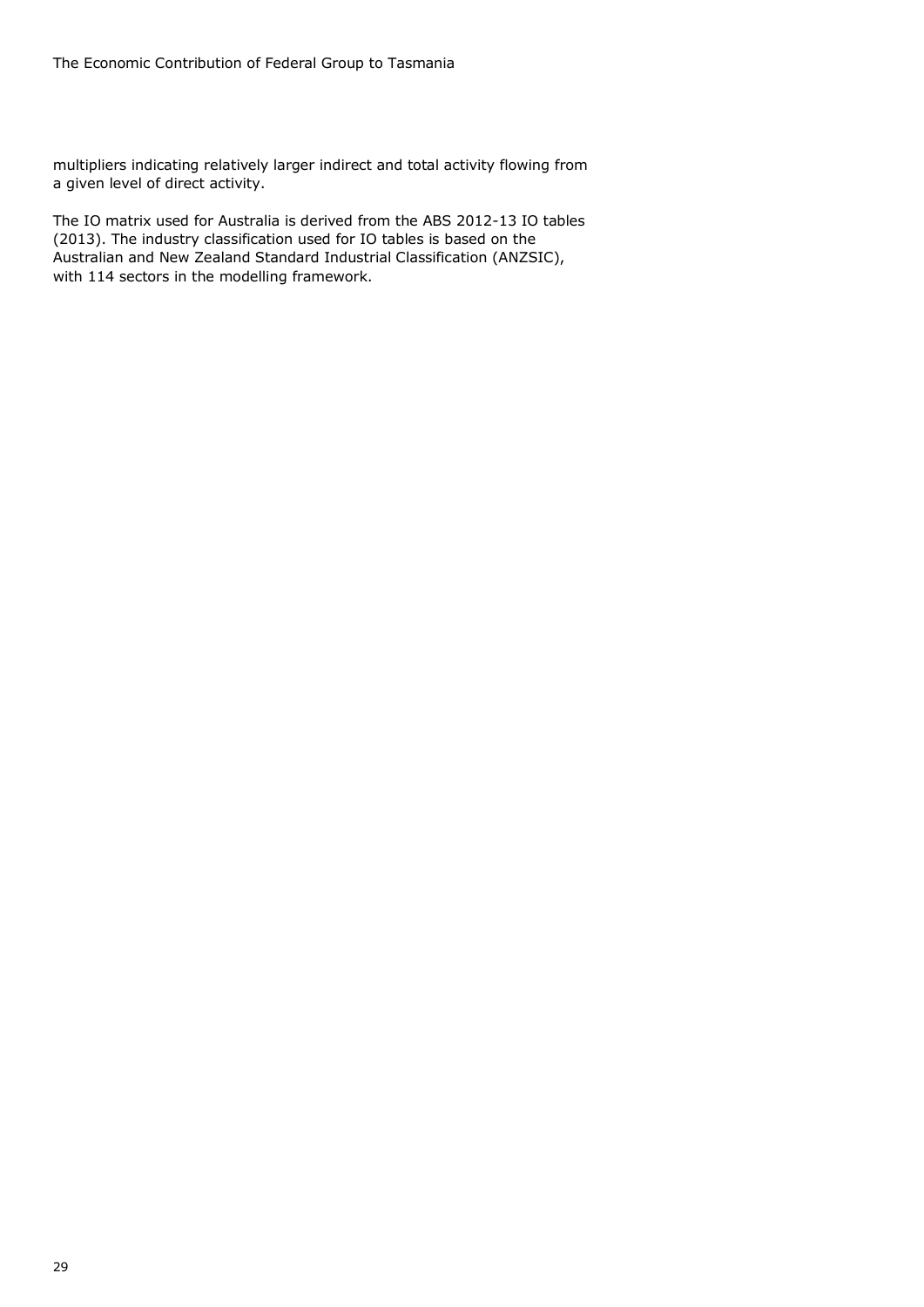multipliers indicating relatively larger indirect and total activity flowing from a given level of direct activity.

The IO matrix used for Australia is derived from the ABS 2012-13 IO tables (2013). The industry classification used for IO tables is based on the Australian and New Zealand Standard Industrial Classification (ANZSIC), with 114 sectors in the modelling framework.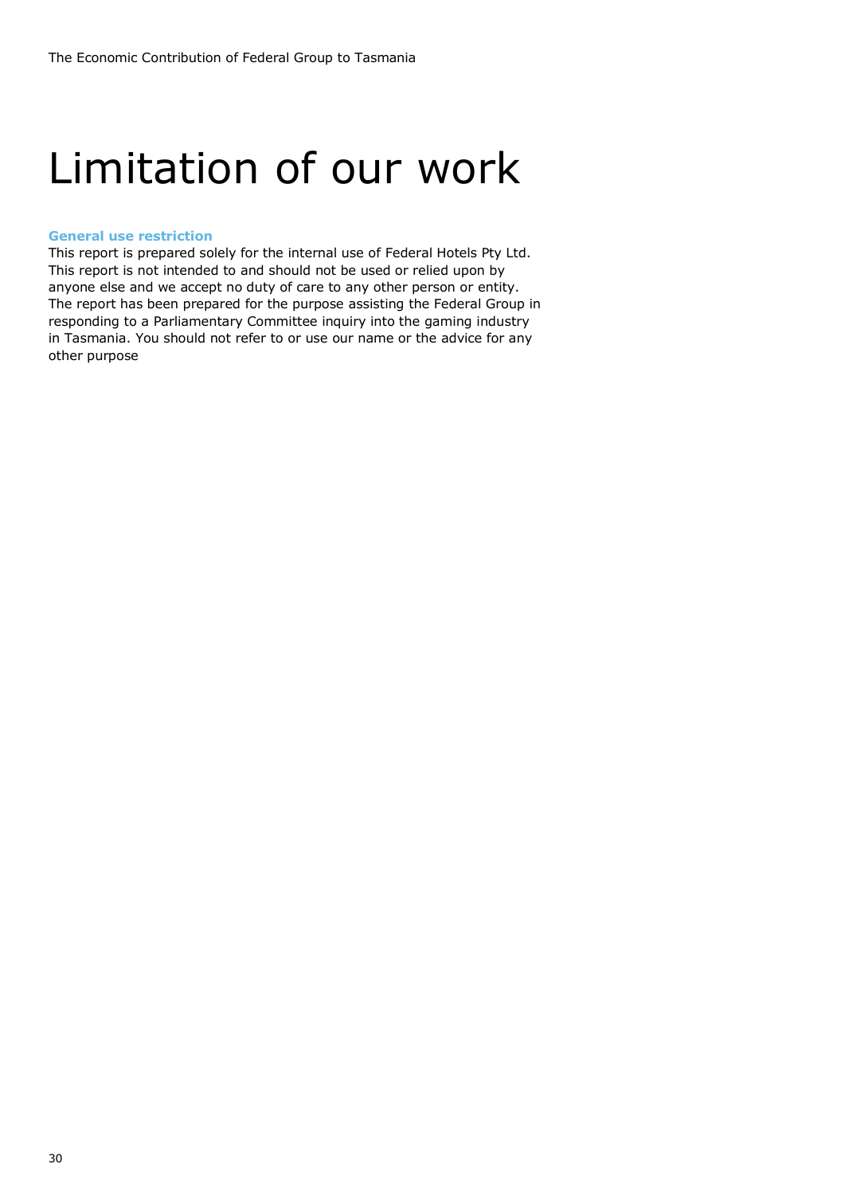# Limitation of our work

**General use restriction**

This report is prepared solely for the internal use of Federal Hotels Pty Ltd. This report is not intended to and should not be used or relied upon by anyone else and we accept no duty of care to any other person or entity. The report has been prepared for the purpose assisting the Federal Group in responding to a Parliamentary Committee inquiry into the gaming industry in Tasmania. You should not refer to or use our name or the advice for any other purpose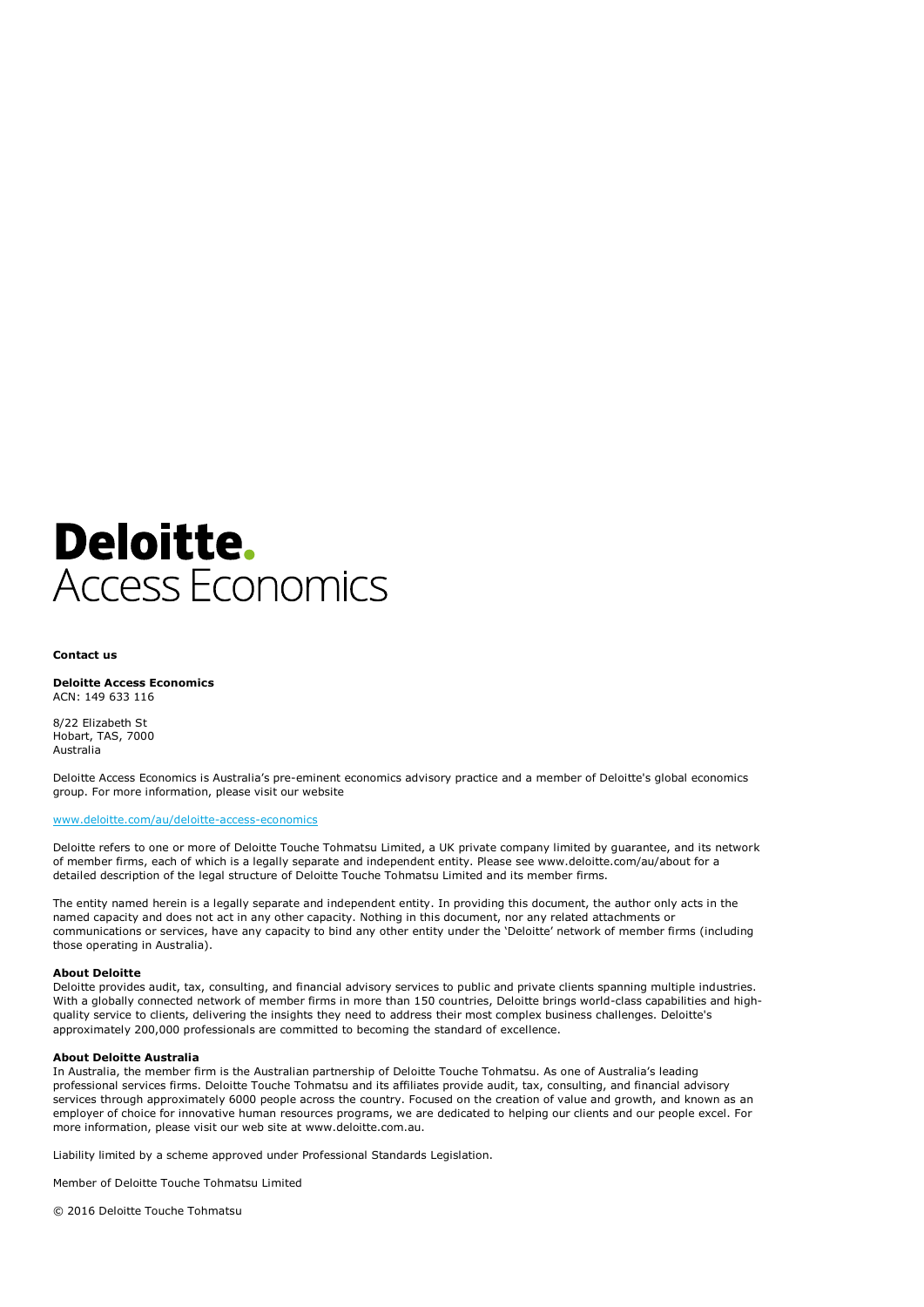**Deloitte.**
Access Economics

**Contact us**

**Deloitte Access Economics**
ACN: 149 633 116

8/22 Elizabeth St
Hobart, TAS, 7000
Australia

Deloitte Access Economics is Australia's pre-eminent economics advisory practice and a member of Deloitte's global economics group. For more information, please visit our website

www.deloitte.com/au/deloitte-access-economics

Deloitte refers to one or more of Deloitte Touche Tohmatsu Limited, a UK private company limited by guarantee, and its network of member firms, each of which is a legally separate and independent entity. Please see www.deloitte.com/au/about for a detailed description of the legal structure of Deloitte Touche Tohmatsu Limited and its member firms.

The entity named herein is a legally separate and independent entity. In providing this document, the author only acts in the named capacity and does not act in any other capacity. Nothing in this document, nor any related attachments or communications or services, have any capacity to bind any other entity under the 'Deloitte' network of member firms (including those operating in Australia).

**About Deloitte**
Deloitte provides audit, tax, consulting, and financial advisory services to public and private clients spanning multiple industries. With a globally connected network of member firms in more than 150 countries, Deloitte brings world-class capabilities and high-quality service to clients, delivering the insights they need to address their most complex business challenges. Deloitte's approximately 200,000 professionals are committed to becoming the standard of excellence.

**About Deloitte Australia**
In Australia, the member firm is the Australian partnership of Deloitte Touche Tohmatsu. As one of Australia's leading professional services firms. Deloitte Touche Tohmatsu and its affiliates provide audit, tax, consulting, and financial advisory services through approximately 6000 people across the country. Focused on the creation of value and growth, and known as an employer of choice for innovative human resources programs, we are dedicated to helping our clients and our people excel. For more information, please visit our web site at www.deloitte.com.au.

Liability limited by a scheme approved under Professional Standards Legislation.

Member of Deloitte Touche Tohmatsu Limited

© 2016 Deloitte Touche Tohmatsu